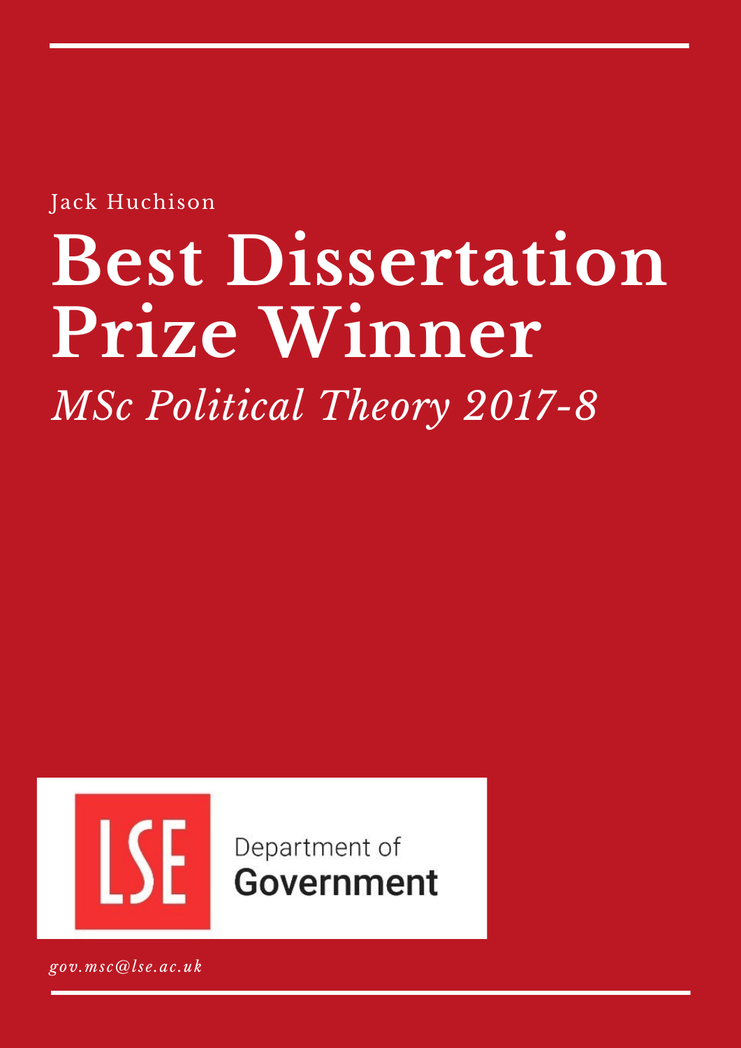Jack Huchison

# Best Dissertation Prize Winner

*MSc Political Theory 2017-8*

Department of
**Government**

*gov.msc@lse.ac.uk*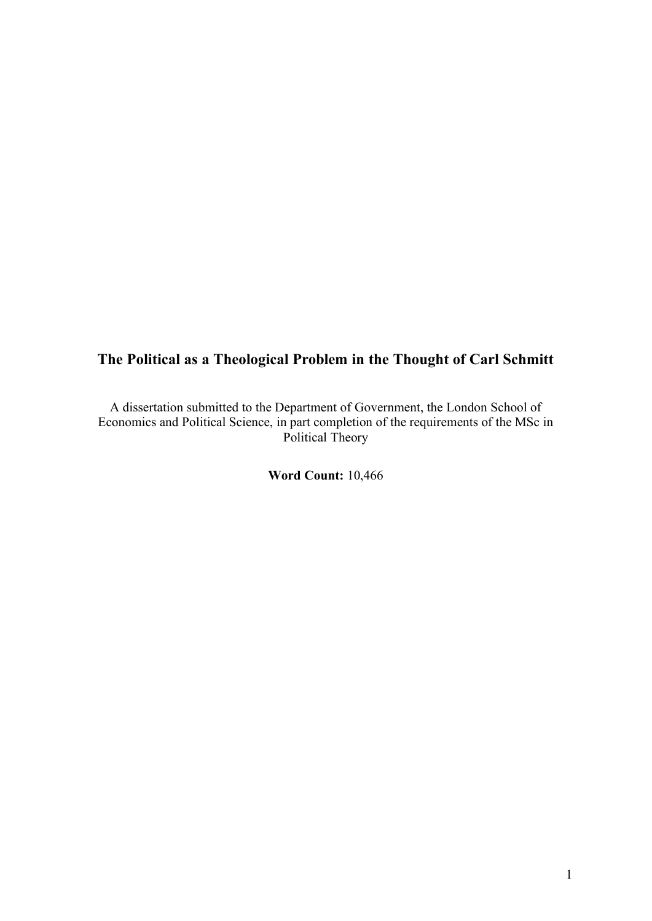# The Political as a Theological Problem in the Thought of Carl Schmitt

A dissertation submitted to the Department of Government, the London School of Economics and Political Science, in part completion of the requirements of the MSc in Political Theory

**Word Count:** 10,466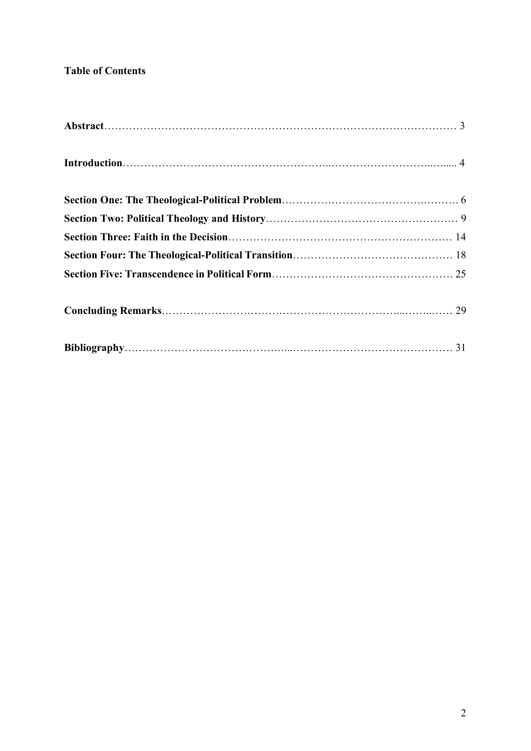**Table of Contents**

**Abstract**………………………………………………………………………………………… 3

**Introduction**…………………………………………………..…………………………..….... 4

**Section One: The Theological-Political Problem**……………………………………….………. 6

**Section Two: Political Theology and History**……………………………………………… 9

**Section Three: Faith in the Decision**……………………………………………………… 14

**Section Four: The Theological-Political Transition**……………………………………… 18

**Section Five: Transcendence in Political Form**…………………………………………… 25

**Concluding Remarks**…………………………………………………………...……..…… 29

**Bibliography**……………………………………...……………………………………… 31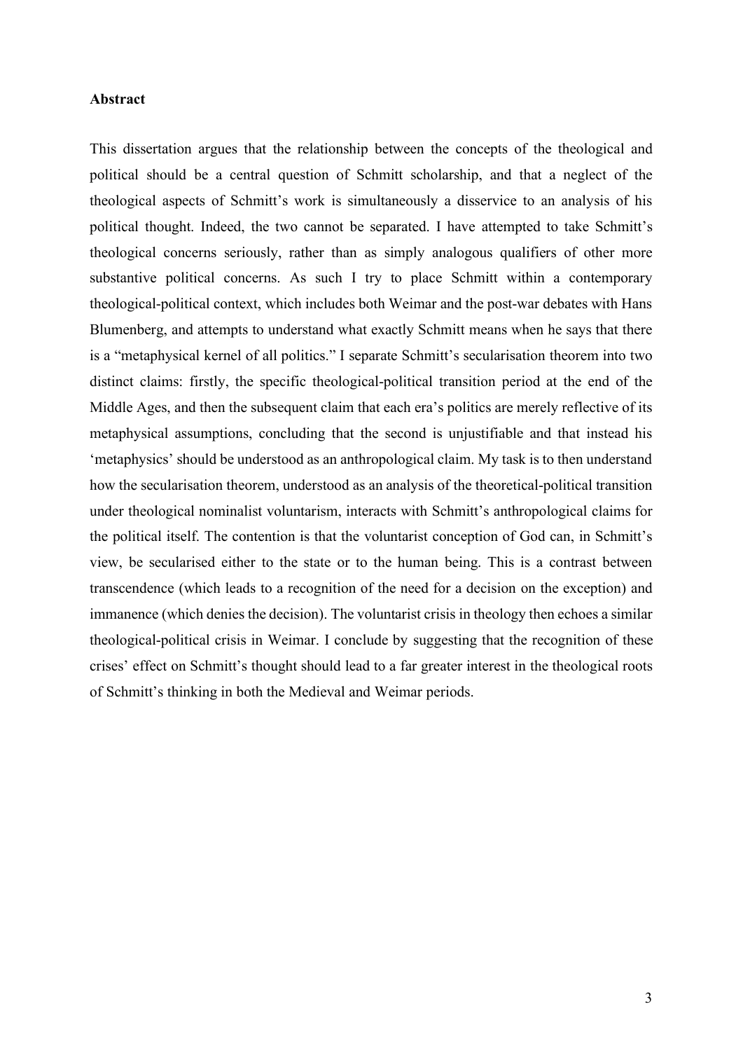**Abstract**

This dissertation argues that the relationship between the concepts of the theological and political should be a central question of Schmitt scholarship, and that a neglect of the theological aspects of Schmitt's work is simultaneously a disservice to an analysis of his political thought. Indeed, the two cannot be separated. I have attempted to take Schmitt's theological concerns seriously, rather than as simply analogous qualifiers of other more substantive political concerns. As such I try to place Schmitt within a contemporary theological-political context, which includes both Weimar and the post-war debates with Hans Blumenberg, and attempts to understand what exactly Schmitt means when he says that there is a "metaphysical kernel of all politics." I separate Schmitt's secularisation theorem into two distinct claims: firstly, the specific theological-political transition period at the end of the Middle Ages, and then the subsequent claim that each era's politics are merely reflective of its metaphysical assumptions, concluding that the second is unjustifiable and that instead his 'metaphysics' should be understood as an anthropological claim. My task is to then understand how the secularisation theorem, understood as an analysis of the theoretical-political transition under theological nominalist voluntarism, interacts with Schmitt's anthropological claims for the political itself. The contention is that the voluntarist conception of God can, in Schmitt's view, be secularised either to the state or to the human being. This is a contrast between transcendence (which leads to a recognition of the need for a decision on the exception) and immanence (which denies the decision). The voluntarist crisis in theology then echoes a similar theological-political crisis in Weimar. I conclude by suggesting that the recognition of these crises' effect on Schmitt's thought should lead to a far greater interest in the theological roots of Schmitt's thinking in both the Medieval and Weimar periods.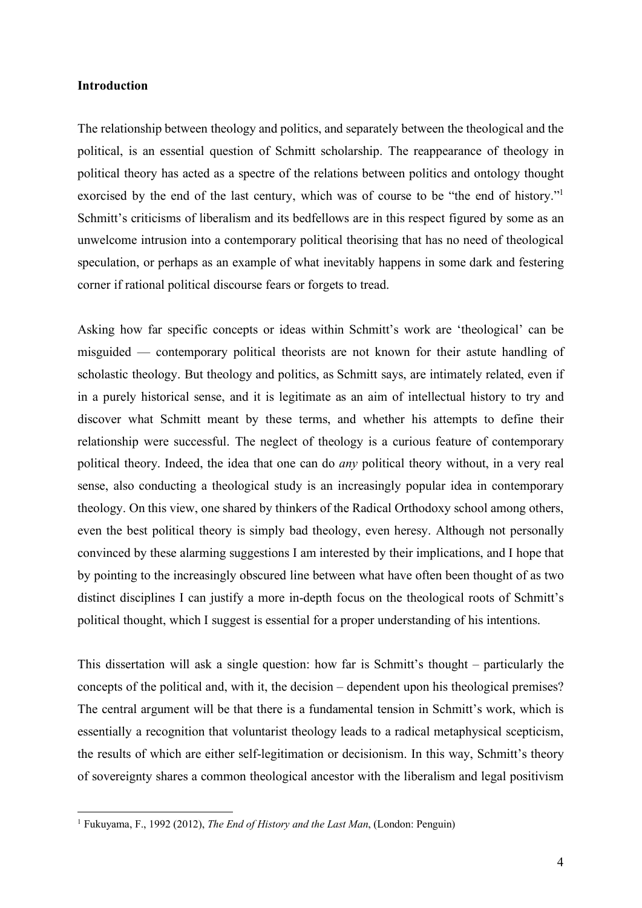**Introduction**

The relationship between theology and politics, and separately between the theological and the political, is an essential question of Schmitt scholarship. The reappearance of theology in political theory has acted as a spectre of the relations between politics and ontology thought exorcised by the end of the last century, which was of course to be "the end of history."[1] Schmitt's criticisms of liberalism and its bedfellows are in this respect figured by some as an unwelcome intrusion into a contemporary political theorising that has no need of theological speculation, or perhaps as an example of what inevitably happens in some dark and festering corner if rational political discourse fears or forgets to tread.

Asking how far specific concepts or ideas within Schmitt's work are 'theological' can be misguided — contemporary political theorists are not known for their astute handling of scholastic theology. But theology and politics, as Schmitt says, are intimately related, even if in a purely historical sense, and it is legitimate as an aim of intellectual history to try and discover what Schmitt meant by these terms, and whether his attempts to define their relationship were successful. The neglect of theology is a curious feature of contemporary political theory. Indeed, the idea that one can do *any* political theory without, in a very real sense, also conducting a theological study is an increasingly popular idea in contemporary theology. On this view, one shared by thinkers of the Radical Orthodoxy school among others, even the best political theory is simply bad theology, even heresy. Although not personally convinced by these alarming suggestions I am interested by their implications, and I hope that by pointing to the increasingly obscured line between what have often been thought of as two distinct disciplines I can justify a more in-depth focus on the theological roots of Schmitt's political thought, which I suggest is essential for a proper understanding of his intentions.

This dissertation will ask a single question: how far is Schmitt's thought – particularly the concepts of the political and, with it, the decision – dependent upon his theological premises? The central argument will be that there is a fundamental tension in Schmitt's work, which is essentially a recognition that voluntarist theology leads to a radical metaphysical scepticism, the results of which are either self-legitimation or decisionism. In this way, Schmitt's theory of sovereignty shares a common theological ancestor with the liberalism and legal positivism

[1] Fukuyama, F., 1992 (2012), *The End of History and the Last Man*, (London: Penguin)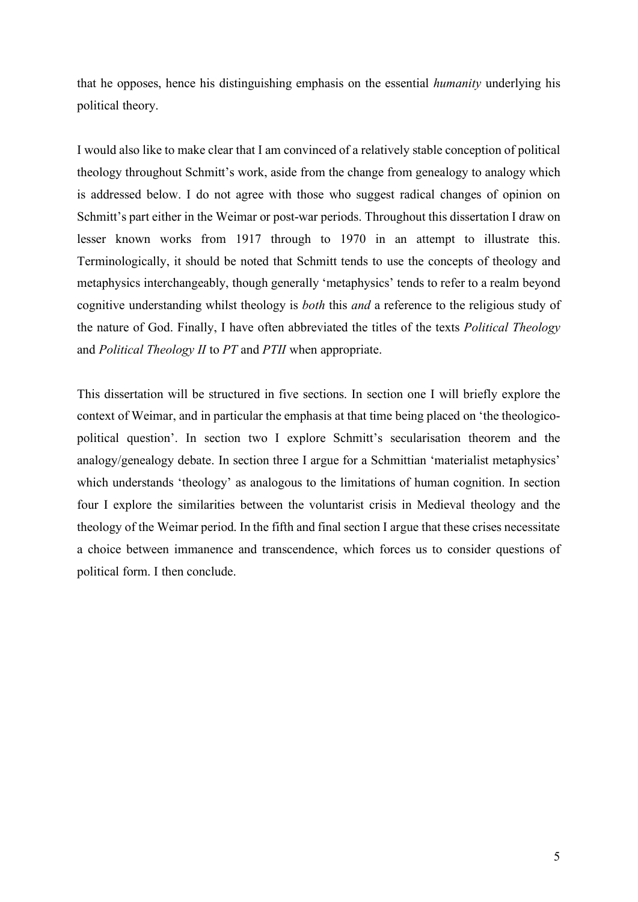that he opposes, hence his distinguishing emphasis on the essential *humanity* underlying his political theory.

I would also like to make clear that I am convinced of a relatively stable conception of political theology throughout Schmitt's work, aside from the change from genealogy to analogy which is addressed below. I do not agree with those who suggest radical changes of opinion on Schmitt's part either in the Weimar or post-war periods. Throughout this dissertation I draw on lesser known works from 1917 through to 1970 in an attempt to illustrate this. Terminologically, it should be noted that Schmitt tends to use the concepts of theology and metaphysics interchangeably, though generally 'metaphysics' tends to refer to a realm beyond cognitive understanding whilst theology is *both* this *and* a reference to the religious study of the nature of God. Finally, I have often abbreviated the titles of the texts *Political Theology* and *Political Theology II* to *PT* and *PTII* when appropriate.

This dissertation will be structured in five sections. In section one I will briefly explore the context of Weimar, and in particular the emphasis at that time being placed on 'the theologico-political question'. In section two I explore Schmitt's secularisation theorem and the analogy/genealogy debate. In section three I argue for a Schmittian 'materialist metaphysics' which understands 'theology' as analogous to the limitations of human cognition. In section four I explore the similarities between the voluntarist crisis in Medieval theology and the theology of the Weimar period. In the fifth and final section I argue that these crises necessitate a choice between immanence and transcendence, which forces us to consider questions of political form. I then conclude.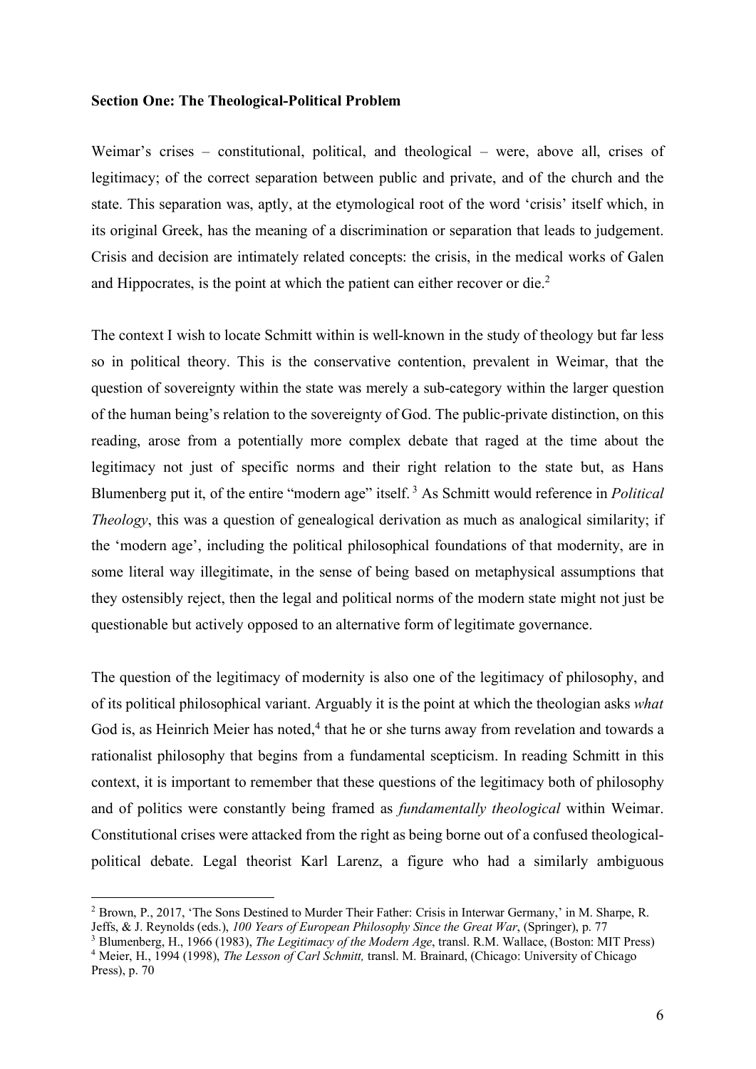**Section One: The Theological-Political Problem**

Weimar's crises – constitutional, political, and theological – were, above all, crises of legitimacy; of the correct separation between public and private, and of the church and the state. This separation was, aptly, at the etymological root of the word 'crisis' itself which, in its original Greek, has the meaning of a discrimination or separation that leads to judgement. Crisis and decision are intimately related concepts: the crisis, in the medical works of Galen and Hippocrates, is the point at which the patient can either recover or die.[2]

The context I wish to locate Schmitt within is well-known in the study of theology but far less so in political theory. This is the conservative contention, prevalent in Weimar, that the question of sovereignty within the state was merely a sub-category within the larger question of the human being's relation to the sovereignty of God. The public-private distinction, on this reading, arose from a potentially more complex debate that raged at the time about the legitimacy not just of specific norms and their right relation to the state but, as Hans Blumenberg put it, of the entire "modern age" itself.[3] As Schmitt would reference in *Political Theology*, this was a question of genealogical derivation as much as analogical similarity; if the 'modern age', including the political philosophical foundations of that modernity, are in some literal way illegitimate, in the sense of being based on metaphysical assumptions that they ostensibly reject, then the legal and political norms of the modern state might not just be questionable but actively opposed to an alternative form of legitimate governance.

The question of the legitimacy of modernity is also one of the legitimacy of philosophy, and of its political philosophical variant. Arguably it is the point at which the theologian asks *what* God is, as Heinrich Meier has noted,[4] that he or she turns away from revelation and towards a rationalist philosophy that begins from a fundamental scepticism. In reading Schmitt in this context, it is important to remember that these questions of the legitimacy both of philosophy and of politics were constantly being framed as *fundamentally theological* within Weimar. Constitutional crises were attacked from the right as being borne out of a confused theological-political debate. Legal theorist Karl Larenz, a figure who had a similarly ambiguous

---

[2] Brown, P., 2017, 'The Sons Destined to Murder Their Father: Crisis in Interwar Germany,' in M. Sharpe, R. Jeffs, & J. Reynolds (eds.), *100 Years of European Philosophy Since the Great War*, (Springer), p. 77

[3] Blumenberg, H., 1966 (1983), *The Legitimacy of the Modern Age*, transl. R.M. Wallace, (Boston: MIT Press)

[4] Meier, H., 1994 (1998), *The Lesson of Carl Schmitt,* transl. M. Brainard, (Chicago: University of Chicago Press), p. 70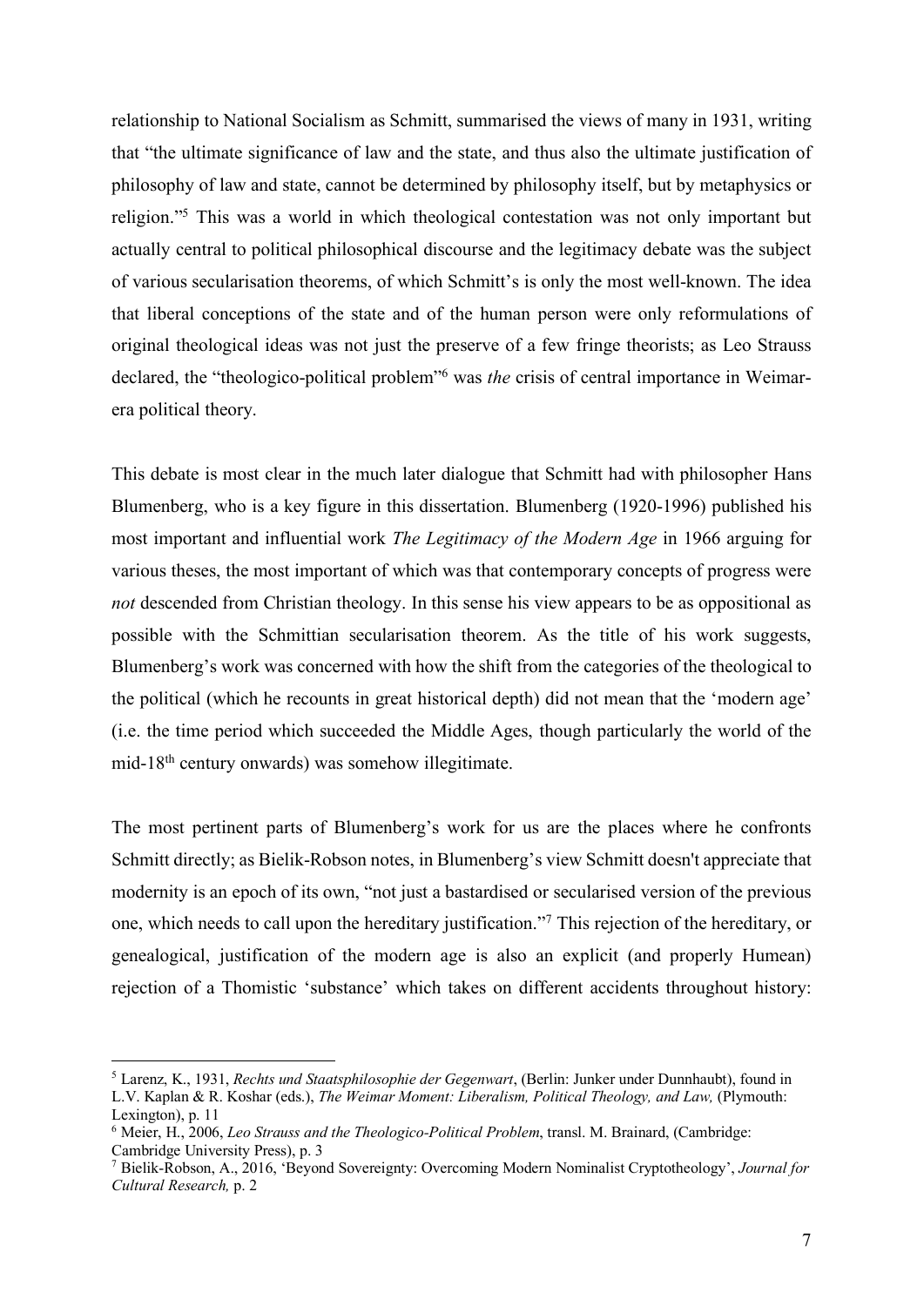relationship to National Socialism as Schmitt, summarised the views of many in 1931, writing that "the ultimate significance of law and the state, and thus also the ultimate justification of philosophy of law and state, cannot be determined by philosophy itself, but by metaphysics or religion."[5] This was a world in which theological contestation was not only important but actually central to political philosophical discourse and the legitimacy debate was the subject of various secularisation theorems, of which Schmitt's is only the most well-known. The idea that liberal conceptions of the state and of the human person were only reformulations of original theological ideas was not just the preserve of a few fringe theorists; as Leo Strauss declared, the "theologico-political problem"[6] was *the* crisis of central importance in Weimar-era political theory.

This debate is most clear in the much later dialogue that Schmitt had with philosopher Hans Blumenberg, who is a key figure in this dissertation. Blumenberg (1920-1996) published his most important and influential work *The Legitimacy of the Modern Age* in 1966 arguing for various theses, the most important of which was that contemporary concepts of progress were *not* descended from Christian theology. In this sense his view appears to be as oppositional as possible with the Schmittian secularisation theorem. As the title of his work suggests, Blumenberg's work was concerned with how the shift from the categories of the theological to the political (which he recounts in great historical depth) did not mean that the 'modern age' (i.e. the time period which succeeded the Middle Ages, though particularly the world of the mid-18th century onwards) was somehow illegitimate.

The most pertinent parts of Blumenberg's work for us are the places where he confronts Schmitt directly; as Bielik-Robson notes, in Blumenberg's view Schmitt doesn't appreciate that modernity is an epoch of its own, "not just a bastardised or secularised version of the previous one, which needs to call upon the hereditary justification."[7] This rejection of the hereditary, or genealogical, justification of the modern age is also an explicit (and properly Humean) rejection of a Thomistic 'substance' which takes on different accidents throughout history:

---

[5] Larenz, K., 1931, *Rechts und Staatsphilosophie der Gegenwart*, (Berlin: Junker under Dunnhaubt), found in L.V. Kaplan & R. Koshar (eds.), *The Weimar Moment: Liberalism, Political Theology, and Law,* (Plymouth: Lexington), p. 11

[6] Meier, H., 2006, *Leo Strauss and the Theologico-Political Problem*, transl. M. Brainard, (Cambridge: Cambridge University Press), p. 3

[7] Bielik-Robson, A., 2016, 'Beyond Sovereignty: Overcoming Modern Nominalist Cryptotheology', *Journal for Cultural Research,* p. 2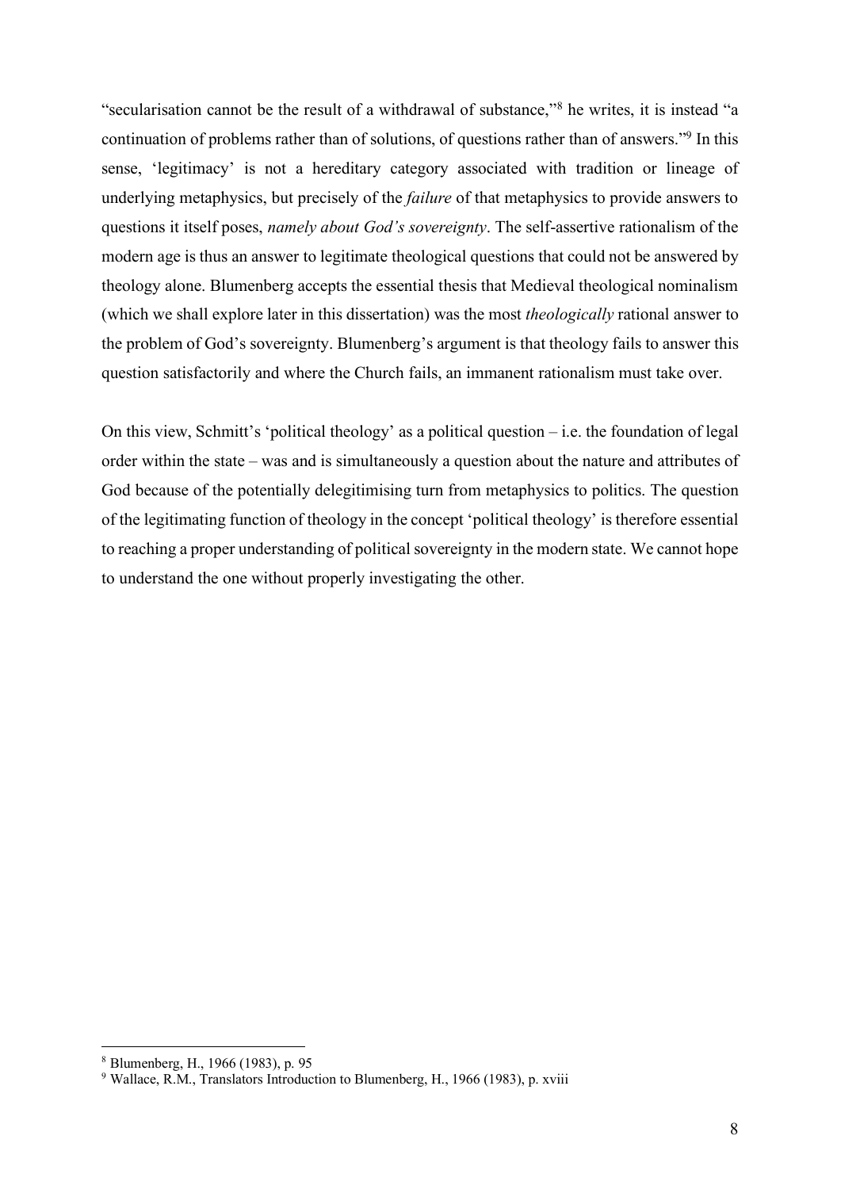"secularisation cannot be the result of a withdrawal of substance,"[8] he writes, it is instead "a continuation of problems rather than of solutions, of questions rather than of answers."[9] In this sense, 'legitimacy' is not a hereditary category associated with tradition or lineage of underlying metaphysics, but precisely of the *failure* of that metaphysics to provide answers to questions it itself poses, *namely about God's sovereignty*. The self-assertive rationalism of the modern age is thus an answer to legitimate theological questions that could not be answered by theology alone. Blumenberg accepts the essential thesis that Medieval theological nominalism (which we shall explore later in this dissertation) was the most *theologically* rational answer to the problem of God's sovereignty. Blumenberg's argument is that theology fails to answer this question satisfactorily and where the Church fails, an immanent rationalism must take over.

On this view, Schmitt's 'political theology' as a political question – i.e. the foundation of legal order within the state – was and is simultaneously a question about the nature and attributes of God because of the potentially delegitimising turn from metaphysics to politics. The question of the legitimating function of theology in the concept 'political theology' is therefore essential to reaching a proper understanding of political sovereignty in the modern state. We cannot hope to understand the one without properly investigating the other.

[8] Blumenberg, H., 1966 (1983), p. 95

[9] Wallace, R.M., Translators Introduction to Blumenberg, H., 1966 (1983), p. xviii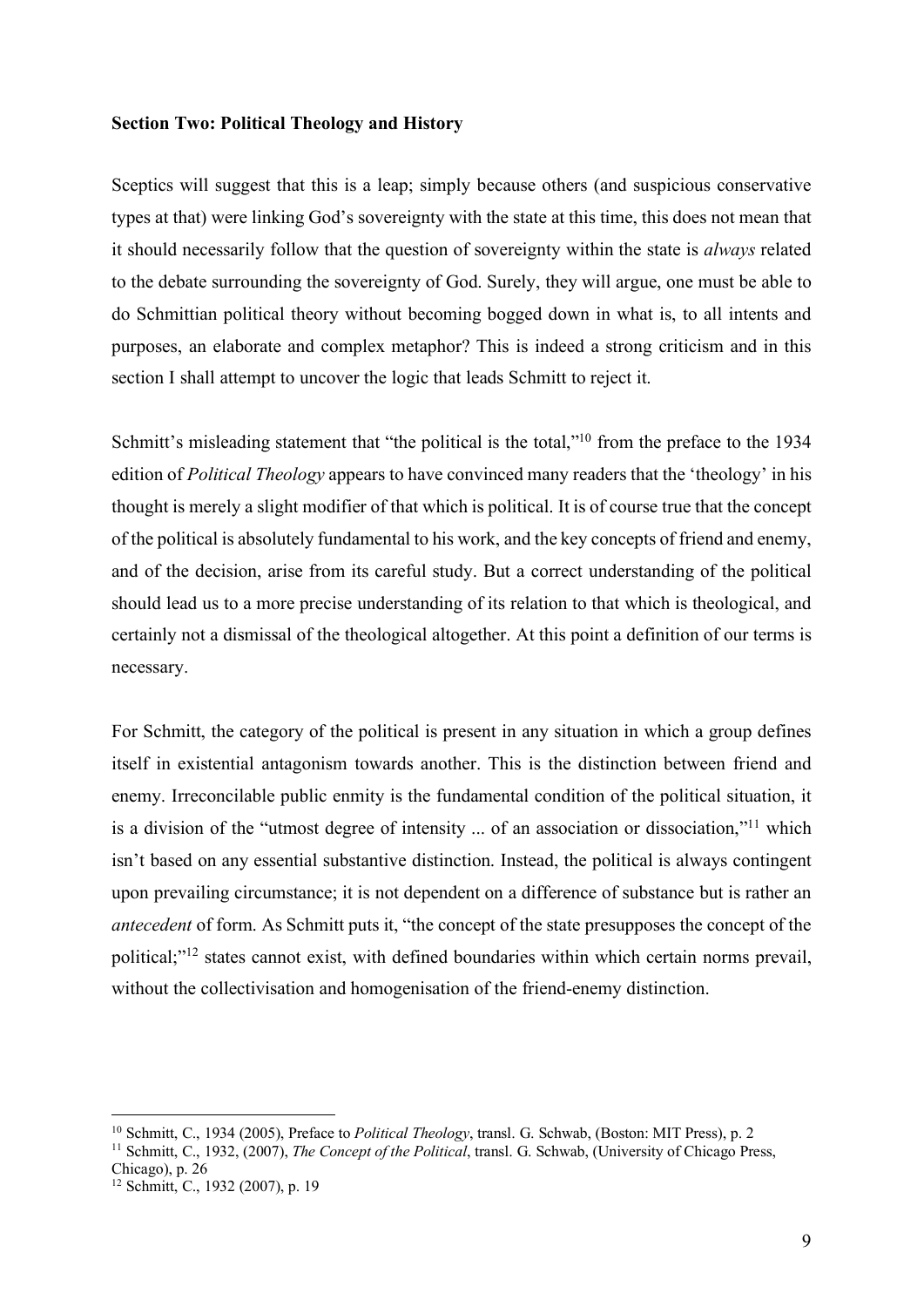**Section Two: Political Theology and History**

Sceptics will suggest that this is a leap; simply because others (and suspicious conservative types at that) were linking God's sovereignty with the state at this time, this does not mean that it should necessarily follow that the question of sovereignty within the state is *always* related to the debate surrounding the sovereignty of God. Surely, they will argue, one must be able to do Schmittian political theory without becoming bogged down in what is, to all intents and purposes, an elaborate and complex metaphor? This is indeed a strong criticism and in this section I shall attempt to uncover the logic that leads Schmitt to reject it.

Schmitt's misleading statement that "the political is the total,"[10] from the preface to the 1934 edition of *Political Theology* appears to have convinced many readers that the 'theology' in his thought is merely a slight modifier of that which is political. It is of course true that the concept of the political is absolutely fundamental to his work, and the key concepts of friend and enemy, and of the decision, arise from its careful study. But a correct understanding of the political should lead us to a more precise understanding of its relation to that which is theological, and certainly not a dismissal of the theological altogether. At this point a definition of our terms is necessary.

For Schmitt, the category of the political is present in any situation in which a group defines itself in existential antagonism towards another. This is the distinction between friend and enemy. Irreconcilable public enmity is the fundamental condition of the political situation, it is a division of the "utmost degree of intensity ... of an association or dissociation,"[11] which isn't based on any essential substantive distinction. Instead, the political is always contingent upon prevailing circumstance; it is not dependent on a difference of substance but is rather an *antecedent* of form. As Schmitt puts it, "the concept of the state presupposes the concept of the political;"[12] states cannot exist, with defined boundaries within which certain norms prevail, without the collectivisation and homogenisation of the friend-enemy distinction.

---

[10] Schmitt, C., 1934 (2005), Preface to *Political Theology*, transl. G. Schwab, (Boston: MIT Press), p. 2

[11] Schmitt, C., 1932, (2007), *The Concept of the Political*, transl. G. Schwab, (University of Chicago Press, Chicago), p. 26

[12] Schmitt, C., 1932 (2007), p. 19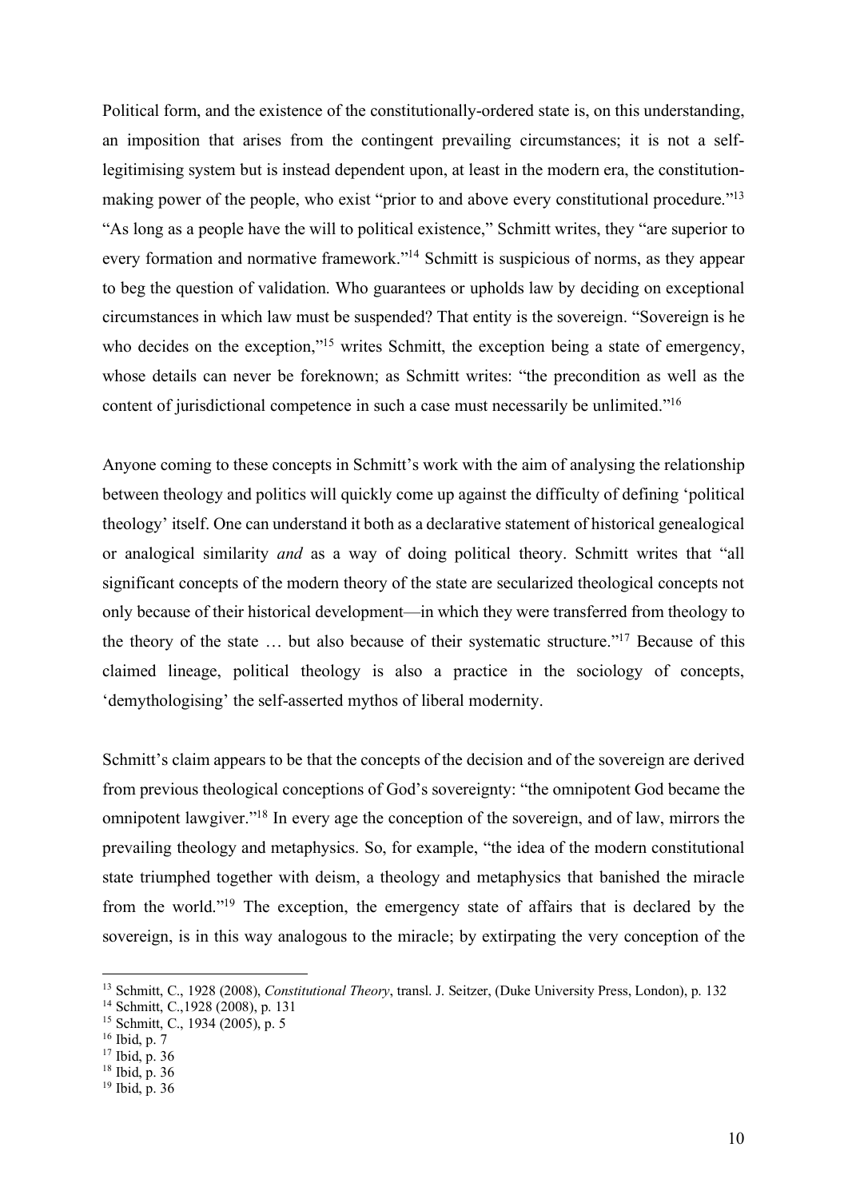Political form, and the existence of the constitutionally-ordered state is, on this understanding, an imposition that arises from the contingent prevailing circumstances; it is not a self-legitimising system but is instead dependent upon, at least in the modern era, the constitution-making power of the people, who exist "prior to and above every constitutional procedure."[13] "As long as a people have the will to political existence," Schmitt writes, they "are superior to every formation and normative framework."[14] Schmitt is suspicious of norms, as they appear to beg the question of validation. Who guarantees or upholds law by deciding on exceptional circumstances in which law must be suspended? That entity is the sovereign. "Sovereign is he who decides on the exception,"[15] writes Schmitt, the exception being a state of emergency, whose details can never be foreknown; as Schmitt writes: "the precondition as well as the content of jurisdictional competence in such a case must necessarily be unlimited."[16]

Anyone coming to these concepts in Schmitt's work with the aim of analysing the relationship between theology and politics will quickly come up against the difficulty of defining 'political theology' itself. One can understand it both as a declarative statement of historical genealogical or analogical similarity *and* as a way of doing political theory. Schmitt writes that "all significant concepts of the modern theory of the state are secularized theological concepts not only because of their historical development—in which they were transferred from theology to the theory of the state … but also because of their systematic structure."[17] Because of this claimed lineage, political theology is also a practice in the sociology of concepts, 'demythologising' the self-asserted mythos of liberal modernity.

Schmitt's claim appears to be that the concepts of the decision and of the sovereign are derived from previous theological conceptions of God's sovereignty: "the omnipotent God became the omnipotent lawgiver."[18] In every age the conception of the sovereign, and of law, mirrors the prevailing theology and metaphysics. So, for example, "the idea of the modern constitutional state triumphed together with deism, a theology and metaphysics that banished the miracle from the world."[19] The exception, the emergency state of affairs that is declared by the sovereign, is in this way analogous to the miracle; by extirpating the very conception of the

---

[13] Schmitt, C., 1928 (2008), *Constitutional Theory*, transl. J. Seitzer, (Duke University Press, London), p. 132

[14] Schmitt, C.,1928 (2008), p. 131

[15] Schmitt, C., 1934 (2005), p. 5

[16] Ibid, p. 7

[17] Ibid, p. 36

[18] Ibid, p. 36

[19] Ibid, p. 36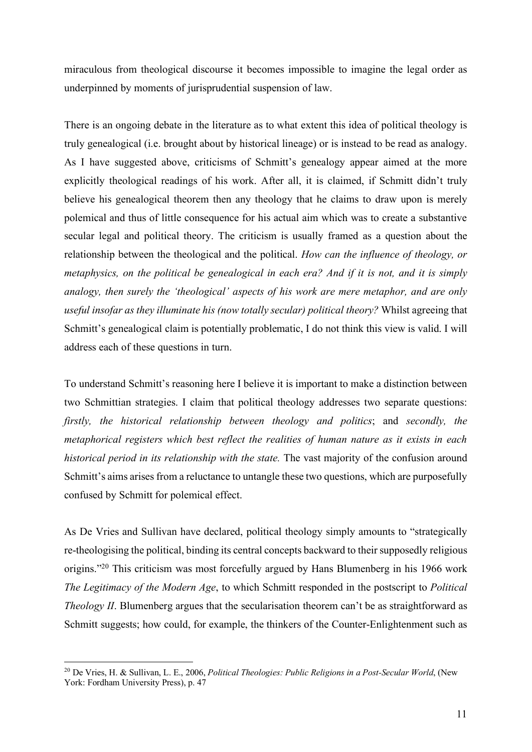miraculous from theological discourse it becomes impossible to imagine the legal order as underpinned by moments of jurisprudential suspension of law.

There is an ongoing debate in the literature as to what extent this idea of political theology is truly genealogical (i.e. brought about by historical lineage) or is instead to be read as analogy. As I have suggested above, criticisms of Schmitt's genealogy appear aimed at the more explicitly theological readings of his work. After all, it is claimed, if Schmitt didn't truly believe his genealogical theorem then any theology that he claims to draw upon is merely polemical and thus of little consequence for his actual aim which was to create a substantive secular legal and political theory. The criticism is usually framed as a question about the relationship between the theological and the political. *How can the influence of theology, or metaphysics, on the political be genealogical in each era? And if it is not, and it is simply analogy, then surely the 'theological' aspects of his work are mere metaphor, and are only useful insofar as they illuminate his (now totally secular) political theory?* Whilst agreeing that Schmitt's genealogical claim is potentially problematic, I do not think this view is valid. I will address each of these questions in turn.

To understand Schmitt's reasoning here I believe it is important to make a distinction between two Schmittian strategies. I claim that political theology addresses two separate questions: *firstly, the historical relationship between theology and politics*; and *secondly, the metaphorical registers which best reflect the realities of human nature as it exists in each historical period in its relationship with the state.* The vast majority of the confusion around Schmitt's aims arises from a reluctance to untangle these two questions, which are purposefully confused by Schmitt for polemical effect.

As De Vries and Sullivan have declared, political theology simply amounts to "strategically re-theologising the political, binding its central concepts backward to their supposedly religious origins."[20] This criticism was most forcefully argued by Hans Blumenberg in his 1966 work *The Legitimacy of the Modern Age*, to which Schmitt responded in the postscript to *Political Theology II*. Blumenberg argues that the secularisation theorem can't be as straightforward as Schmitt suggests; how could, for example, the thinkers of the Counter-Enlightenment such as

---

[20] De Vries, H. & Sullivan, L. E., 2006, *Political Theologies: Public Religions in a Post-Secular World*, (New York: Fordham University Press), p. 47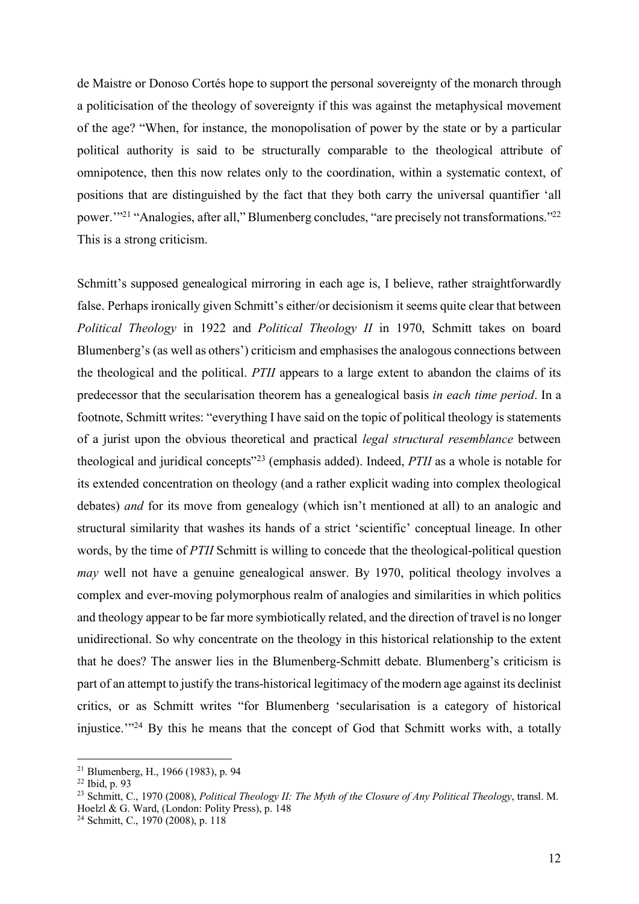de Maistre or Donoso Cortés hope to support the personal sovereignty of the monarch through a politicisation of the theology of sovereignty if this was against the metaphysical movement of the age? "When, for instance, the monopolisation of power by the state or by a particular political authority is said to be structurally comparable to the theological attribute of omnipotence, then this now relates only to the coordination, within a systematic context, of positions that are distinguished by the fact that they both carry the universal quantifier 'all power.'"[21] "Analogies, after all," Blumenberg concludes, "are precisely not transformations."[22] This is a strong criticism.

Schmitt's supposed genealogical mirroring in each age is, I believe, rather straightforwardly false. Perhaps ironically given Schmitt's either/or decisionism it seems quite clear that between *Political Theology* in 1922 and *Political Theology II* in 1970, Schmitt takes on board Blumenberg's (as well as others') criticism and emphasises the analogous connections between the theological and the political. *PTII* appears to a large extent to abandon the claims of its predecessor that the secularisation theorem has a genealogical basis *in each time period*. In a footnote, Schmitt writes: "everything I have said on the topic of political theology is statements of a jurist upon the obvious theoretical and practical *legal structural resemblance* between theological and juridical concepts"[23] (emphasis added). Indeed, *PTII* as a whole is notable for its extended concentration on theology (and a rather explicit wading into complex theological debates) *and* for its move from genealogy (which isn't mentioned at all) to an analogic and structural similarity that washes its hands of a strict 'scientific' conceptual lineage. In other words, by the time of *PTII* Schmitt is willing to concede that the theological-political question *may* well not have a genuine genealogical answer. By 1970, political theology involves a complex and ever-moving polymorphous realm of analogies and similarities in which politics and theology appear to be far more symbiotically related, and the direction of travel is no longer unidirectional. So why concentrate on the theology in this historical relationship to the extent that he does? The answer lies in the Blumenberg-Schmitt debate. Blumenberg's criticism is part of an attempt to justify the trans-historical legitimacy of the modern age against its declinist critics, or as Schmitt writes "for Blumenberg 'secularisation is a category of historical injustice.'"[24] By this he means that the concept of God that Schmitt works with, a totally

---

[21] Blumenberg, H., 1966 (1983), p. 94

[22] Ibid, p. 93

[23] Schmitt, C., 1970 (2008), *Political Theology II: The Myth of the Closure of Any Political Theology*, transl. M. Hoelzl & G. Ward, (London: Polity Press), p. 148

[24] Schmitt, C., 1970 (2008), p. 118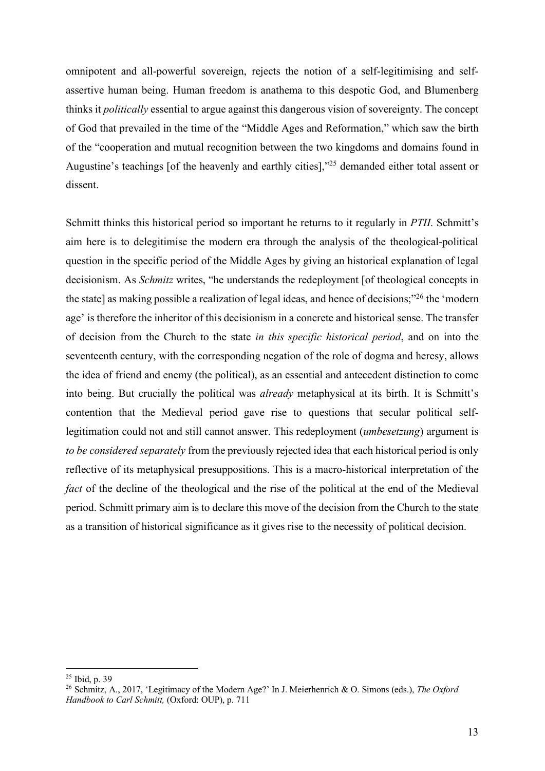omnipotent and all-powerful sovereign, rejects the notion of a self-legitimising and self-assertive human being. Human freedom is anathema to this despotic God, and Blumenberg thinks it *politically* essential to argue against this dangerous vision of sovereignty. The concept of God that prevailed in the time of the "Middle Ages and Reformation," which saw the birth of the "cooperation and mutual recognition between the two kingdoms and domains found in Augustine's teachings [of the heavenly and earthly cities],"[25] demanded either total assent or dissent.

Schmitt thinks this historical period so important he returns to it regularly in *PTII*. Schmitt's aim here is to delegitimise the modern era through the analysis of the theological-political question in the specific period of the Middle Ages by giving an historical explanation of legal decisionism. As *Schmitz* writes, "he understands the redeployment [of theological concepts in the state] as making possible a realization of legal ideas, and hence of decisions;"[26] the 'modern age' is therefore the inheritor of this decisionism in a concrete and historical sense. The transfer of decision from the Church to the state *in this specific historical period*, and on into the seventeenth century, with the corresponding negation of the role of dogma and heresy, allows the idea of friend and enemy (the political), as an essential and antecedent distinction to come into being. But crucially the political was *already* metaphysical at its birth. It is Schmitt's contention that the Medieval period gave rise to questions that secular political self-legitimation could not and still cannot answer. This redeployment (*umbesetzung*) argument is *to be considered separately* from the previously rejected idea that each historical period is only reflective of its metaphysical presuppositions. This is a macro-historical interpretation of the *fact* of the decline of the theological and the rise of the political at the end of the Medieval period. Schmitt primary aim is to declare this move of the decision from the Church to the state as a transition of historical significance as it gives rise to the necessity of political decision.

---

[25] Ibid, p. 39

[26] Schmitz, A., 2017, 'Legitimacy of the Modern Age?' In J. Meierhenrich & O. Simons (eds.), *The Oxford Handbook to Carl Schmitt,* (Oxford: OUP), p. 711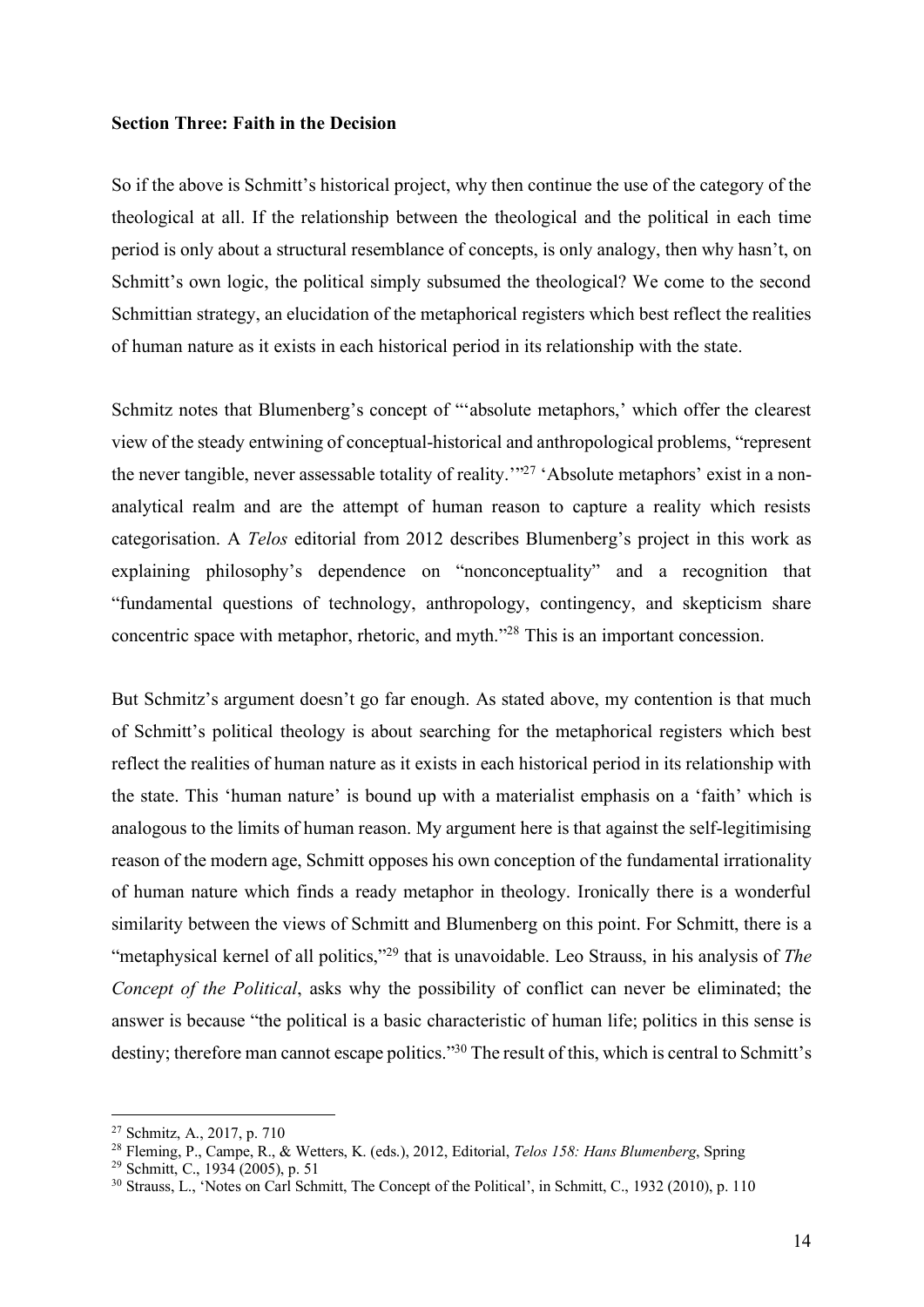**Section Three: Faith in the Decision**

So if the above is Schmitt's historical project, why then continue the use of the category of the theological at all. If the relationship between the theological and the political in each time period is only about a structural resemblance of concepts, is only analogy, then why hasn't, on Schmitt's own logic, the political simply subsumed the theological? We come to the second Schmittian strategy, an elucidation of the metaphorical registers which best reflect the realities of human nature as it exists in each historical period in its relationship with the state.

Schmitz notes that Blumenberg's concept of "'absolute metaphors,' which offer the clearest view of the steady entwining of conceptual-historical and anthropological problems, "represent the never tangible, never assessable totality of reality.'"[27] 'Absolute metaphors' exist in a non-analytical realm and are the attempt of human reason to capture a reality which resists categorisation. A *Telos* editorial from 2012 describes Blumenberg's project in this work as explaining philosophy's dependence on "nonconceptuality" and a recognition that "fundamental questions of technology, anthropology, contingency, and skepticism share concentric space with metaphor, rhetoric, and myth."[28] This is an important concession.

But Schmitz's argument doesn't go far enough. As stated above, my contention is that much of Schmitt's political theology is about searching for the metaphorical registers which best reflect the realities of human nature as it exists in each historical period in its relationship with the state. This 'human nature' is bound up with a materialist emphasis on a 'faith' which is analogous to the limits of human reason. My argument here is that against the self-legitimising reason of the modern age, Schmitt opposes his own conception of the fundamental irrationality of human nature which finds a ready metaphor in theology. Ironically there is a wonderful similarity between the views of Schmitt and Blumenberg on this point. For Schmitt, there is a "metaphysical kernel of all politics,"[29] that is unavoidable. Leo Strauss, in his analysis of *The Concept of the Political*, asks why the possibility of conflict can never be eliminated; the answer is because "the political is a basic characteristic of human life; politics in this sense is destiny; therefore man cannot escape politics."[30] The result of this, which is central to Schmitt's

---

[27] Schmitz, A., 2017, p. 710

[28] Fleming, P., Campe, R., & Wetters, K. (eds.), 2012, Editorial, *Telos 158: Hans Blumenberg*, Spring

[29] Schmitt, C., 1934 (2005), p. 51

[30] Strauss, L., 'Notes on Carl Schmitt, The Concept of the Political', in Schmitt, C., 1932 (2010), p. 110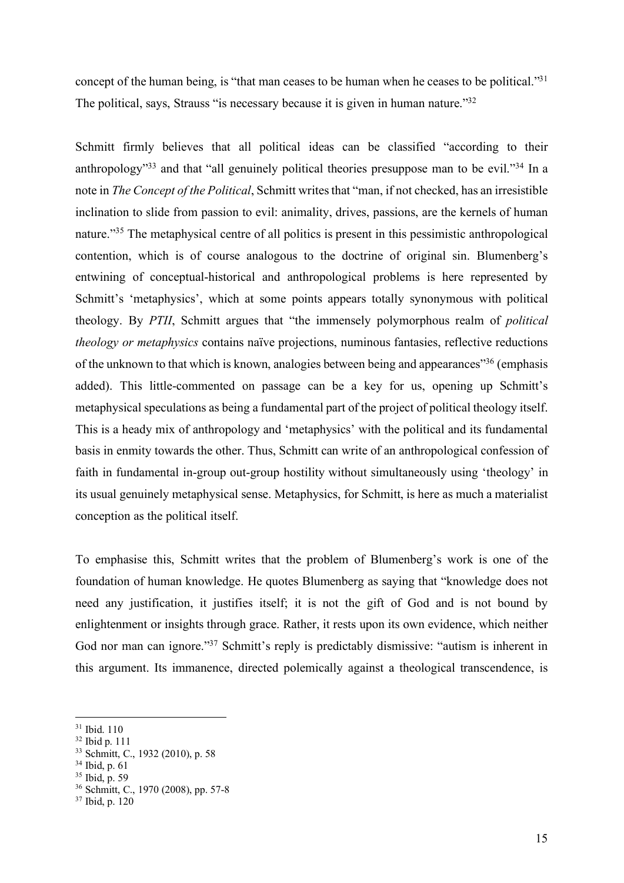concept of the human being, is "that man ceases to be human when he ceases to be political."[31] The political, says, Strauss "is necessary because it is given in human nature."[32]

Schmitt firmly believes that all political ideas can be classified "according to their anthropology"[33] and that "all genuinely political theories presuppose man to be evil."[34] In a note in *The Concept of the Political*, Schmitt writes that "man, if not checked, has an irresistible inclination to slide from passion to evil: animality, drives, passions, are the kernels of human nature."[35] The metaphysical centre of all politics is present in this pessimistic anthropological contention, which is of course analogous to the doctrine of original sin. Blumenberg's entwining of conceptual-historical and anthropological problems is here represented by Schmitt's 'metaphysics', which at some points appears totally synonymous with political theology. By *PTII*, Schmitt argues that "the immensely polymorphous realm of *political theology or metaphysics* contains naïve projections, numinous fantasies, reflective reductions of the unknown to that which is known, analogies between being and appearances"[36] (emphasis added). This little-commented on passage can be a key for us, opening up Schmitt's metaphysical speculations as being a fundamental part of the project of political theology itself. This is a heady mix of anthropology and 'metaphysics' with the political and its fundamental basis in enmity towards the other. Thus, Schmitt can write of an anthropological confession of faith in fundamental in-group out-group hostility without simultaneously using 'theology' in its usual genuinely metaphysical sense. Metaphysics, for Schmitt, is here as much a materialist conception as the political itself.

To emphasise this, Schmitt writes that the problem of Blumenberg's work is one of the foundation of human knowledge. He quotes Blumenberg as saying that "knowledge does not need any justification, it justifies itself; it is not the gift of God and is not bound by enlightenment or insights through grace. Rather, it rests upon its own evidence, which neither God nor man can ignore."[37] Schmitt's reply is predictably dismissive: "autism is inherent in this argument. Its immanence, directed polemically against a theological transcendence, is

---

[31] Ibid. 110
[32] Ibid p. 111
[33] Schmitt, C., 1932 (2010), p. 58
[34] Ibid, p. 61
[35] Ibid, p. 59
[36] Schmitt, C., 1970 (2008), pp. 57-8
[37] Ibid, p. 120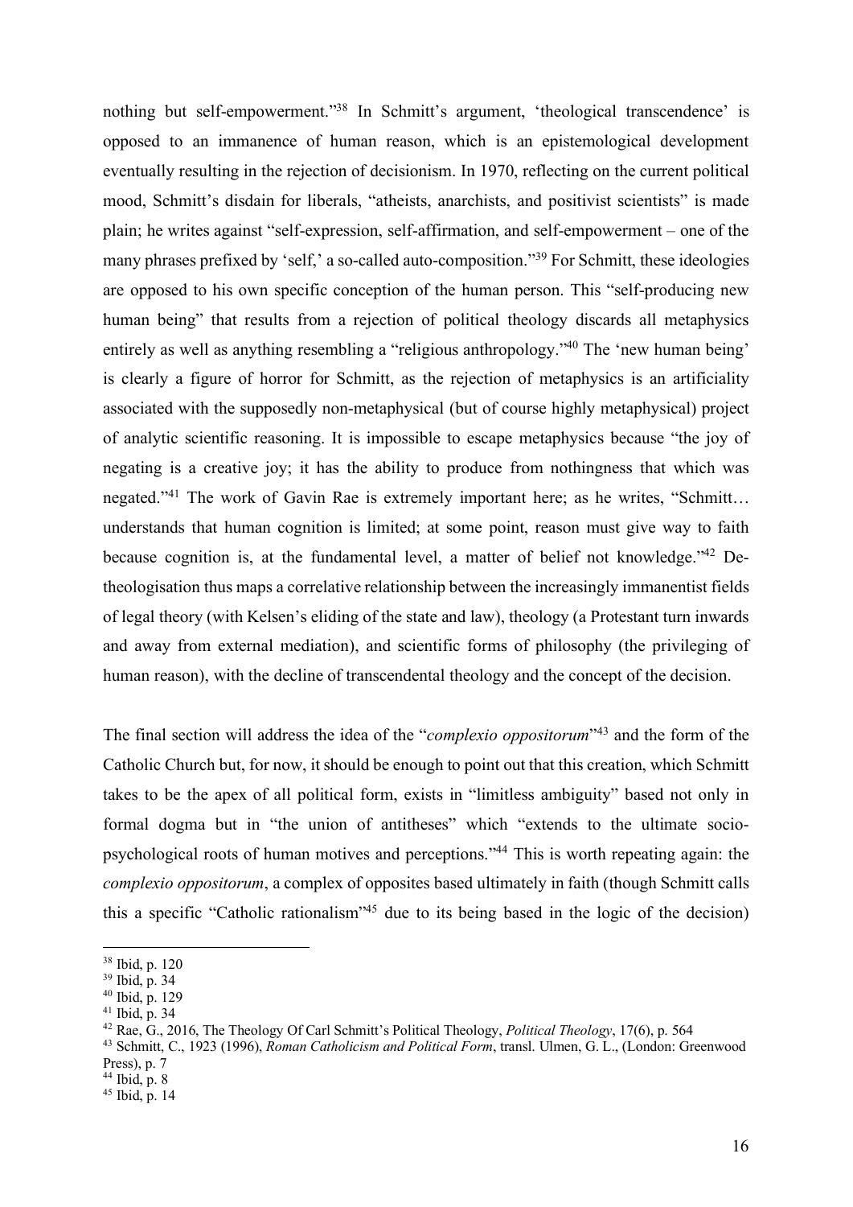nothing but self-empowerment."[38] In Schmitt's argument, 'theological transcendence' is opposed to an immanence of human reason, which is an epistemological development eventually resulting in the rejection of decisionism. In 1970, reflecting on the current political mood, Schmitt's disdain for liberals, "atheists, anarchists, and positivist scientists" is made plain; he writes against "self-expression, self-affirmation, and self-empowerment – one of the many phrases prefixed by 'self,' a so-called auto-composition."[39] For Schmitt, these ideologies are opposed to his own specific conception of the human person. This "self-producing new human being" that results from a rejection of political theology discards all metaphysics entirely as well as anything resembling a "religious anthropology."[40] The 'new human being' is clearly a figure of horror for Schmitt, as the rejection of metaphysics is an artificiality associated with the supposedly non-metaphysical (but of course highly metaphysical) project of analytic scientific reasoning. It is impossible to escape metaphysics because "the joy of negating is a creative joy; it has the ability to produce from nothingness that which was negated."[41] The work of Gavin Rae is extremely important here; as he writes, "Schmitt… understands that human cognition is limited; at some point, reason must give way to faith because cognition is, at the fundamental level, a matter of belief not knowledge."[42] De-theologisation thus maps a correlative relationship between the increasingly immanentist fields of legal theory (with Kelsen's eliding of the state and law), theology (a Protestant turn inwards and away from external mediation), and scientific forms of philosophy (the privileging of human reason), with the decline of transcendental theology and the concept of the decision.

The final section will address the idea of the "*complexio oppositorum*"[43] and the form of the Catholic Church but, for now, it should be enough to point out that this creation, which Schmitt takes to be the apex of all political form, exists in "limitless ambiguity" based not only in formal dogma but in "the union of antitheses" which "extends to the ultimate socio-psychological roots of human motives and perceptions."[44] This is worth repeating again: the *complexio oppositorum*, a complex of opposites based ultimately in faith (though Schmitt calls this a specific "Catholic rationalism"[45] due to its being based in the logic of the decision)

---

[38] Ibid, p. 120
[39] Ibid, p. 34
[40] Ibid, p. 129
[41] Ibid, p. 34
[42] Rae, G., 2016, The Theology Of Carl Schmitt's Political Theology, *Political Theology*, 17(6), p. 564
[43] Schmitt, C., 1923 (1996), *Roman Catholicism and Political Form*, transl. Ulmen, G. L., (London: Greenwood Press), p. 7
[44] Ibid, p. 8
[45] Ibid, p. 14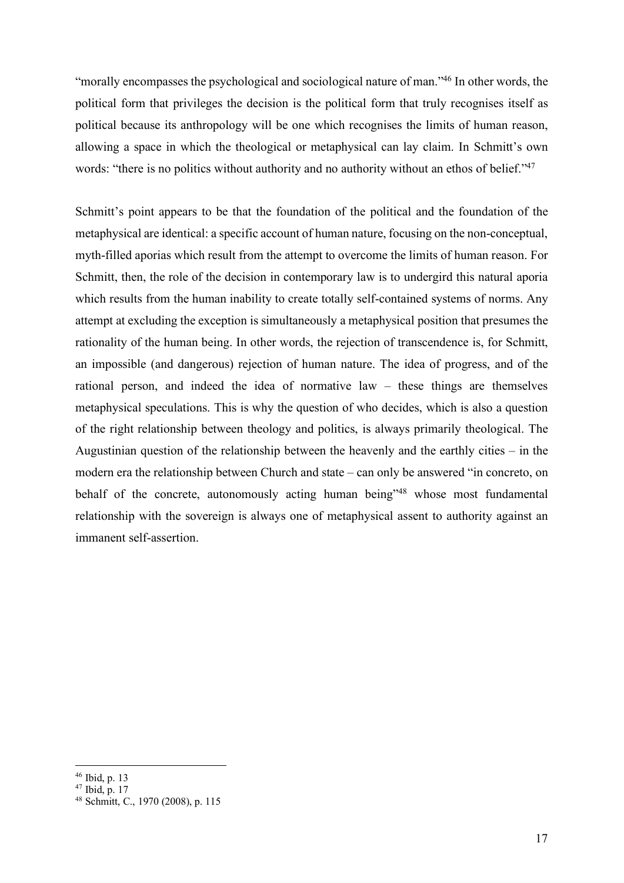"morally encompasses the psychological and sociological nature of man."[46] In other words, the political form that privileges the decision is the political form that truly recognises itself as political because its anthropology will be one which recognises the limits of human reason, allowing a space in which the theological or metaphysical can lay claim. In Schmitt's own words: "there is no politics without authority and no authority without an ethos of belief."[47]

Schmitt's point appears to be that the foundation of the political and the foundation of the metaphysical are identical: a specific account of human nature, focusing on the non-conceptual, myth-filled aporias which result from the attempt to overcome the limits of human reason. For Schmitt, then, the role of the decision in contemporary law is to undergird this natural aporia which results from the human inability to create totally self-contained systems of norms. Any attempt at excluding the exception is simultaneously a metaphysical position that presumes the rationality of the human being. In other words, the rejection of transcendence is, for Schmitt, an impossible (and dangerous) rejection of human nature. The idea of progress, and of the rational person, and indeed the idea of normative law – these things are themselves metaphysical speculations. This is why the question of who decides, which is also a question of the right relationship between theology and politics, is always primarily theological. The Augustinian question of the relationship between the heavenly and the earthly cities – in the modern era the relationship between Church and state – can only be answered "in concreto, on behalf of the concrete, autonomously acting human being"[48] whose most fundamental relationship with the sovereign is always one of metaphysical assent to authority against an immanent self-assertion.

---

[46] Ibid, p. 13

[47] Ibid, p. 17

[48] Schmitt, C., 1970 (2008), p. 115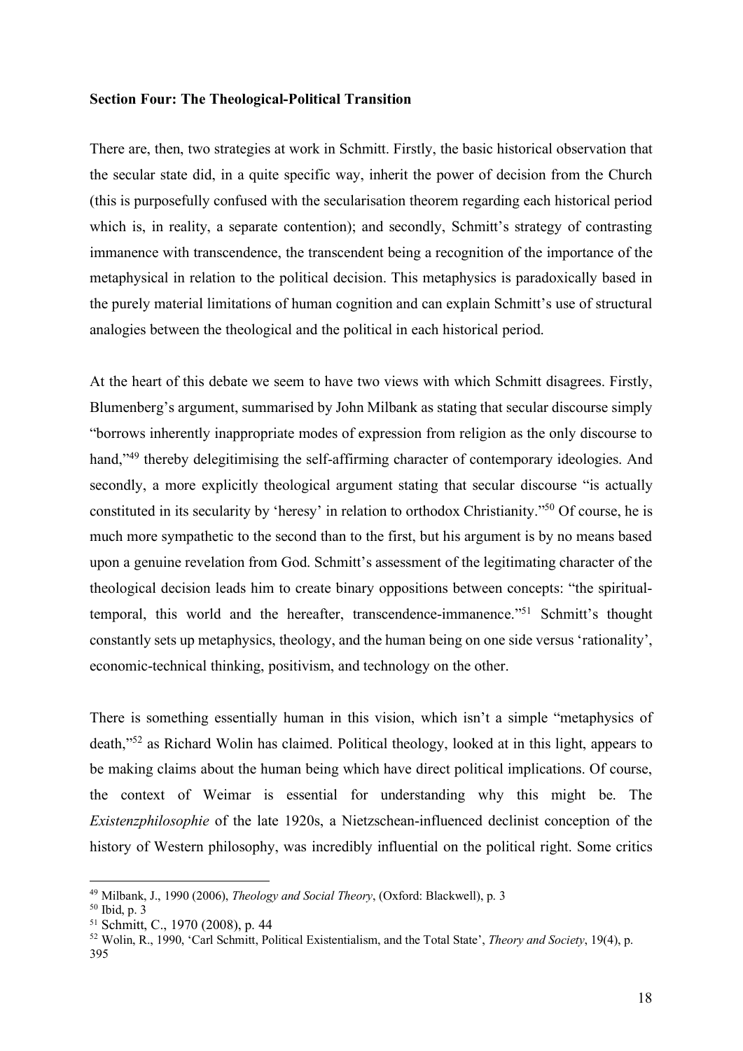**Section Four: The Theological-Political Transition**

There are, then, two strategies at work in Schmitt. Firstly, the basic historical observation that the secular state did, in a quite specific way, inherit the power of decision from the Church (this is purposefully confused with the secularisation theorem regarding each historical period which is, in reality, a separate contention); and secondly, Schmitt's strategy of contrasting immanence with transcendence, the transcendent being a recognition of the importance of the metaphysical in relation to the political decision. This metaphysics is paradoxically based in the purely material limitations of human cognition and can explain Schmitt's use of structural analogies between the theological and the political in each historical period.

At the heart of this debate we seem to have two views with which Schmitt disagrees. Firstly, Blumenberg's argument, summarised by John Milbank as stating that secular discourse simply "borrows inherently inappropriate modes of expression from religion as the only discourse to hand,"[49] thereby delegitimising the self-affirming character of contemporary ideologies. And secondly, a more explicitly theological argument stating that secular discourse "is actually constituted in its secularity by 'heresy' in relation to orthodox Christianity."[50] Of course, he is much more sympathetic to the second than to the first, but his argument is by no means based upon a genuine revelation from God. Schmitt's assessment of the legitimating character of the theological decision leads him to create binary oppositions between concepts: "the spiritual-temporal, this world and the hereafter, transcendence-immanence."[51] Schmitt's thought constantly sets up metaphysics, theology, and the human being on one side versus 'rationality', economic-technical thinking, positivism, and technology on the other.

There is something essentially human in this vision, which isn't a simple "metaphysics of death,"[52] as Richard Wolin has claimed. Political theology, looked at in this light, appears to be making claims about the human being which have direct political implications. Of course, the context of Weimar is essential for understanding why this might be. The *Existenzphilosophie* of the late 1920s, a Nietzschean-influenced declinist conception of the history of Western philosophy, was incredibly influential on the political right. Some critics

---

[49] Milbank, J., 1990 (2006), *Theology and Social Theory*, (Oxford: Blackwell), p. 3

[50] Ibid, p. 3

[51] Schmitt, C., 1970 (2008), p. 44

[52] Wolin, R., 1990, 'Carl Schmitt, Political Existentialism, and the Total State', *Theory and Society*, 19(4), p. 395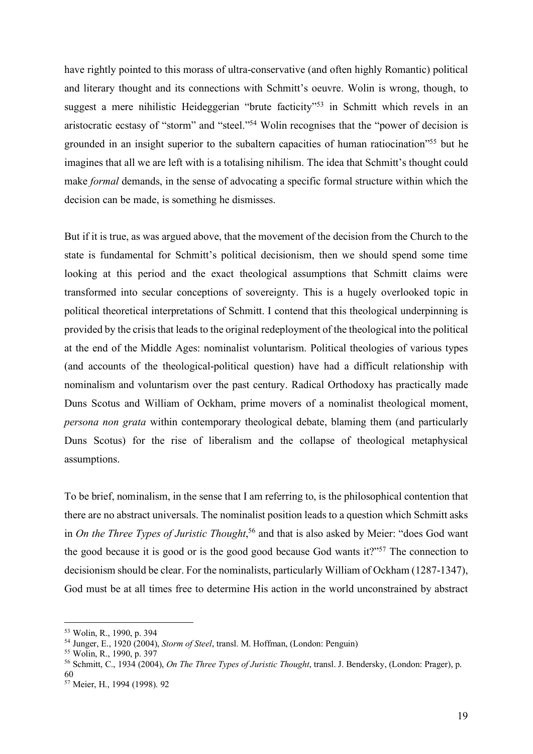have rightly pointed to this morass of ultra-conservative (and often highly Romantic) political and literary thought and its connections with Schmitt's oeuvre. Wolin is wrong, though, to suggest a mere nihilistic Heideggerian "brute facticity"[53] in Schmitt which revels in an aristocratic ecstasy of "storm" and "steel."[54] Wolin recognises that the "power of decision is grounded in an insight superior to the subaltern capacities of human ratiocination"[55] but he imagines that all we are left with is a totalising nihilism. The idea that Schmitt's thought could make *formal* demands, in the sense of advocating a specific formal structure within which the decision can be made, is something he dismisses.

But if it is true, as was argued above, that the movement of the decision from the Church to the state is fundamental for Schmitt's political decisionism, then we should spend some time looking at this period and the exact theological assumptions that Schmitt claims were transformed into secular conceptions of sovereignty. This is a hugely overlooked topic in political theoretical interpretations of Schmitt. I contend that this theological underpinning is provided by the crisis that leads to the original redeployment of the theological into the political at the end of the Middle Ages: nominalist voluntarism. Political theologies of various types (and accounts of the theological-political question) have had a difficult relationship with nominalism and voluntarism over the past century. Radical Orthodoxy has practically made Duns Scotus and William of Ockham, prime movers of a nominalist theological moment, *persona non grata* within contemporary theological debate, blaming them (and particularly Duns Scotus) for the rise of liberalism and the collapse of theological metaphysical assumptions.

To be brief, nominalism, in the sense that I am referring to, is the philosophical contention that there are no abstract universals. The nominalist position leads to a question which Schmitt asks in *On the Three Types of Juristic Thought*,[56] and that is also asked by Meier: "does God want the good because it is good or is the good good because God wants it?"[57] The connection to decisionism should be clear. For the nominalists, particularly William of Ockham (1287-1347), God must be at all times free to determine His action in the world unconstrained by abstract

---

[53] Wolin, R., 1990, p. 394

[54] Junger, E., 1920 (2004), *Storm of Steel*, transl. M. Hoffman, (London: Penguin)

[55] Wolin, R., 1990, p. 397

[56] Schmitt, C., 1934 (2004), *On The Three Types of Juristic Thought*, transl. J. Bendersky, (London: Prager), p. 60

[57] Meier, H., 1994 (1998). 92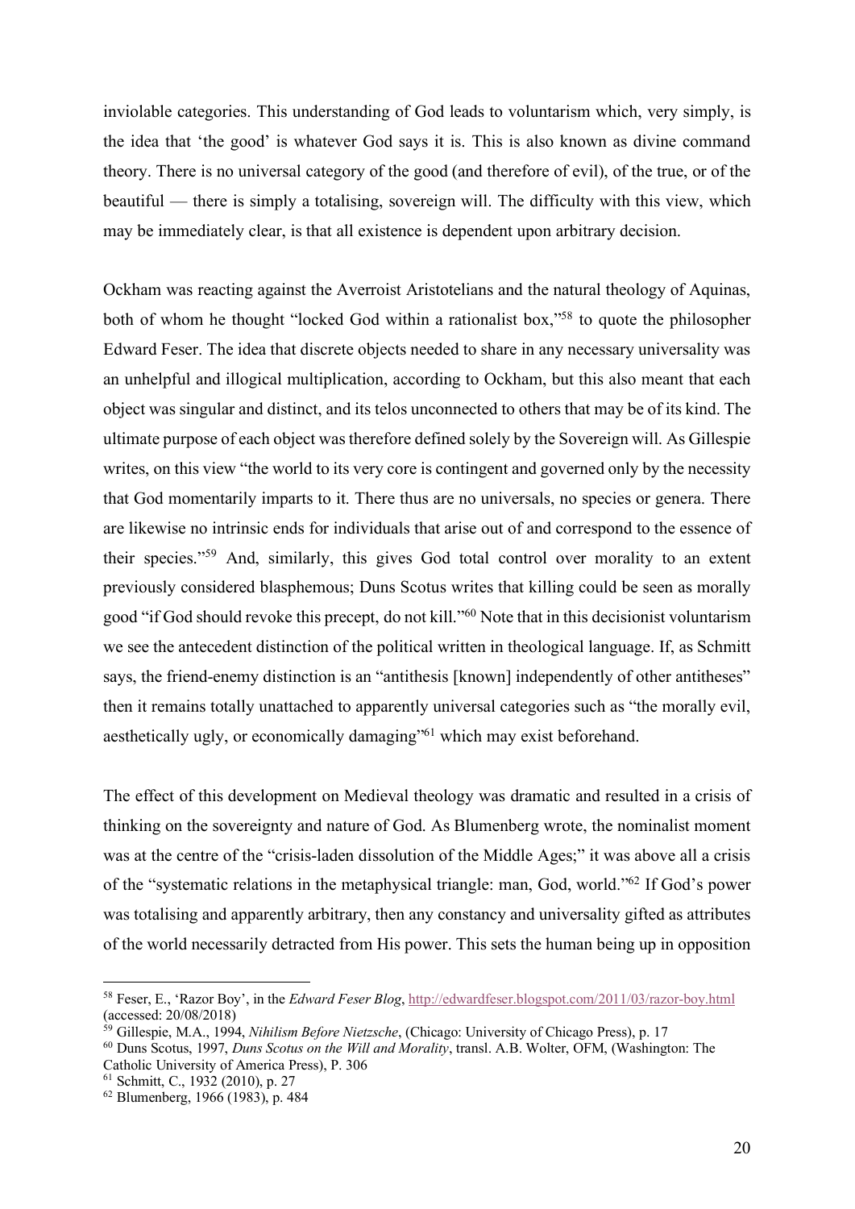inviolable categories. This understanding of God leads to voluntarism which, very simply, is the idea that 'the good' is whatever God says it is. This is also known as divine command theory. There is no universal category of the good (and therefore of evil), of the true, or of the beautiful — there is simply a totalising, sovereign will. The difficulty with this view, which may be immediately clear, is that all existence is dependent upon arbitrary decision.

Ockham was reacting against the Averroist Aristotelians and the natural theology of Aquinas, both of whom he thought "locked God within a rationalist box,"[58] to quote the philosopher Edward Feser. The idea that discrete objects needed to share in any necessary universality was an unhelpful and illogical multiplication, according to Ockham, but this also meant that each object was singular and distinct, and its telos unconnected to others that may be of its kind. The ultimate purpose of each object was therefore defined solely by the Sovereign will. As Gillespie writes, on this view "the world to its very core is contingent and governed only by the necessity that God momentarily imparts to it. There thus are no universals, no species or genera. There are likewise no intrinsic ends for individuals that arise out of and correspond to the essence of their species."[59] And, similarly, this gives God total control over morality to an extent previously considered blasphemous; Duns Scotus writes that killing could be seen as morally good "if God should revoke this precept, do not kill."[60] Note that in this decisionist voluntarism we see the antecedent distinction of the political written in theological language. If, as Schmitt says, the friend-enemy distinction is an "antithesis [known] independently of other antitheses" then it remains totally unattached to apparently universal categories such as "the morally evil, aesthetically ugly, or economically damaging"[61] which may exist beforehand.

The effect of this development on Medieval theology was dramatic and resulted in a crisis of thinking on the sovereignty and nature of God. As Blumenberg wrote, the nominalist moment was at the centre of the "crisis-laden dissolution of the Middle Ages;" it was above all a crisis of the "systematic relations in the metaphysical triangle: man, God, world."[62] If God's power was totalising and apparently arbitrary, then any constancy and universality gifted as attributes of the world necessarily detracted from His power. This sets the human being up in opposition

---

[58] Feser, E., 'Razor Boy', in the *Edward Feser Blog*, http://edwardfeser.blogspot.com/2011/03/razor-boy.html (accessed: 20/08/2018)

[59] Gillespie, M.A., 1994, *Nihilism Before Nietzsche*, (Chicago: University of Chicago Press), p. 17

[60] Duns Scotus, 1997, *Duns Scotus on the Will and Morality*, transl. A.B. Wolter, OFM, (Washington: The Catholic University of America Press), P. 306

[61] Schmitt, C., 1932 (2010), p. 27

[62] Blumenberg, 1966 (1983), p. 484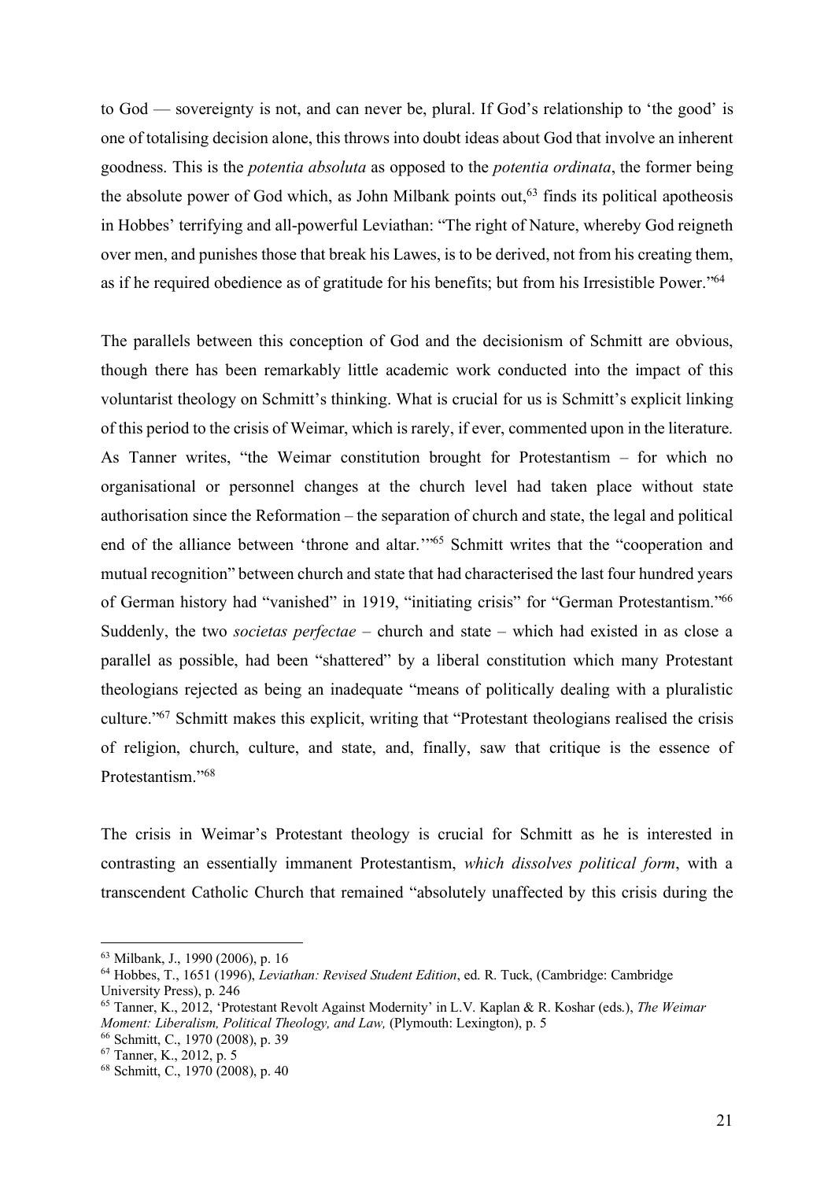to God — sovereignty is not, and can never be, plural. If God's relationship to 'the good' is one of totalising decision alone, this throws into doubt ideas about God that involve an inherent goodness. This is the *potentia absoluta* as opposed to the *potentia ordinata*, the former being the absolute power of God which, as John Milbank points out,[63] finds its political apotheosis in Hobbes' terrifying and all-powerful Leviathan: "The right of Nature, whereby God reigneth over men, and punishes those that break his Lawes, is to be derived, not from his creating them, as if he required obedience as of gratitude for his benefits; but from his Irresistible Power."[64]

The parallels between this conception of God and the decisionism of Schmitt are obvious, though there has been remarkably little academic work conducted into the impact of this voluntarist theology on Schmitt's thinking. What is crucial for us is Schmitt's explicit linking of this period to the crisis of Weimar, which is rarely, if ever, commented upon in the literature. As Tanner writes, "the Weimar constitution brought for Protestantism – for which no organisational or personnel changes at the church level had taken place without state authorisation since the Reformation – the separation of church and state, the legal and political end of the alliance between 'throne and altar.'"[65] Schmitt writes that the "cooperation and mutual recognition" between church and state that had characterised the last four hundred years of German history had "vanished" in 1919, "initiating crisis" for "German Protestantism."[66] Suddenly, the two *societas perfectae* – church and state – which had existed in as close a parallel as possible, had been "shattered" by a liberal constitution which many Protestant theologians rejected as being an inadequate "means of politically dealing with a pluralistic culture."[67] Schmitt makes this explicit, writing that "Protestant theologians realised the crisis of religion, church, culture, and state, and, finally, saw that critique is the essence of Protestantism."[68]

The crisis in Weimar's Protestant theology is crucial for Schmitt as he is interested in contrasting an essentially immanent Protestantism, *which dissolves political form*, with a transcendent Catholic Church that remained "absolutely unaffected by this crisis during the

---

[63] Milbank, J., 1990 (2006), p. 16

[64] Hobbes, T., 1651 (1996), *Leviathan: Revised Student Edition*, ed. R. Tuck, (Cambridge: Cambridge University Press), p. 246

[65] Tanner, K., 2012, 'Protestant Revolt Against Modernity' in L.V. Kaplan & R. Koshar (eds.), *The Weimar Moment: Liberalism, Political Theology, and Law,* (Plymouth: Lexington), p. 5

[66] Schmitt, C., 1970 (2008), p. 39

[67] Tanner, K., 2012, p. 5

[68] Schmitt, C., 1970 (2008), p. 40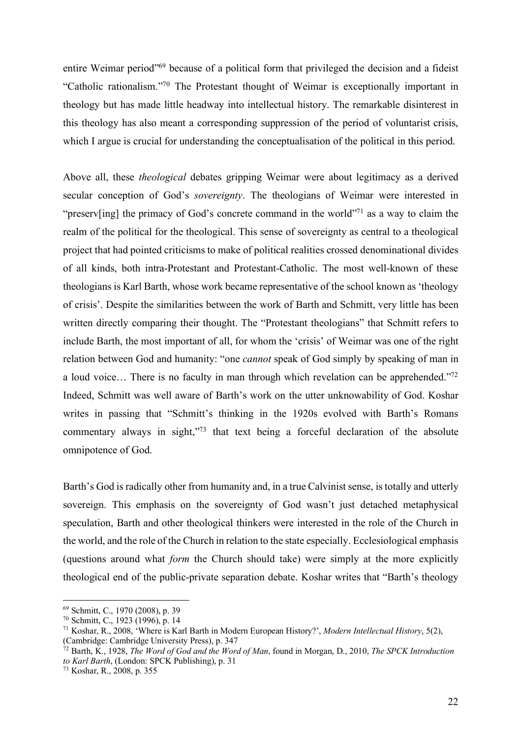entire Weimar period"[69] because of a political form that privileged the decision and a fideist "Catholic rationalism."[70] The Protestant thought of Weimar is exceptionally important in theology but has made little headway into intellectual history. The remarkable disinterest in this theology has also meant a corresponding suppression of the period of voluntarist crisis, which I argue is crucial for understanding the conceptualisation of the political in this period.

Above all, these *theological* debates gripping Weimar were about legitimacy as a derived secular conception of God's *sovereignty*. The theologians of Weimar were interested in "preserv[ing] the primacy of God's concrete command in the world"[71] as a way to claim the realm of the political for the theological. This sense of sovereignty as central to a theological project that had pointed criticisms to make of political realities crossed denominational divides of all kinds, both intra-Protestant and Protestant-Catholic. The most well-known of these theologians is Karl Barth, whose work became representative of the school known as 'theology of crisis'. Despite the similarities between the work of Barth and Schmitt, very little has been written directly comparing their thought. The "Protestant theologians" that Schmitt refers to include Barth, the most important of all, for whom the 'crisis' of Weimar was one of the right relation between God and humanity: "one *cannot* speak of God simply by speaking of man in a loud voice… There is no faculty in man through which revelation can be apprehended."[72] Indeed, Schmitt was well aware of Barth's work on the utter unknowability of God. Koshar writes in passing that "Schmitt's thinking in the 1920s evolved with Barth's Romans commentary always in sight,"[73] that text being a forceful declaration of the absolute omnipotence of God.

Barth's God is radically other from humanity and, in a true Calvinist sense, is totally and utterly sovereign. This emphasis on the sovereignty of God wasn't just detached metaphysical speculation, Barth and other theological thinkers were interested in the role of the Church in the world, and the role of the Church in relation to the state especially. Ecclesiological emphasis (questions around what *form* the Church should take) were simply at the more explicitly theological end of the public-private separation debate. Koshar writes that "Barth's theology

---

[69] Schmitt, C., 1970 (2008), p. 39

[70] Schmitt, C., 1923 (1996), p. 14

[71] Koshar, R., 2008, 'Where is Karl Barth in Modern European History?', *Modern Intellectual History*, 5(2), (Cambridge: Cambridge University Press), p. 347

[72] Barth, K., 1928, *The Word of God and the Word of Man*, found in Morgan, D., 2010, *The SPCK Introduction to Karl Barth*, (London: SPCK Publishing), p. 31

[73] Koshar, R., 2008, p. 355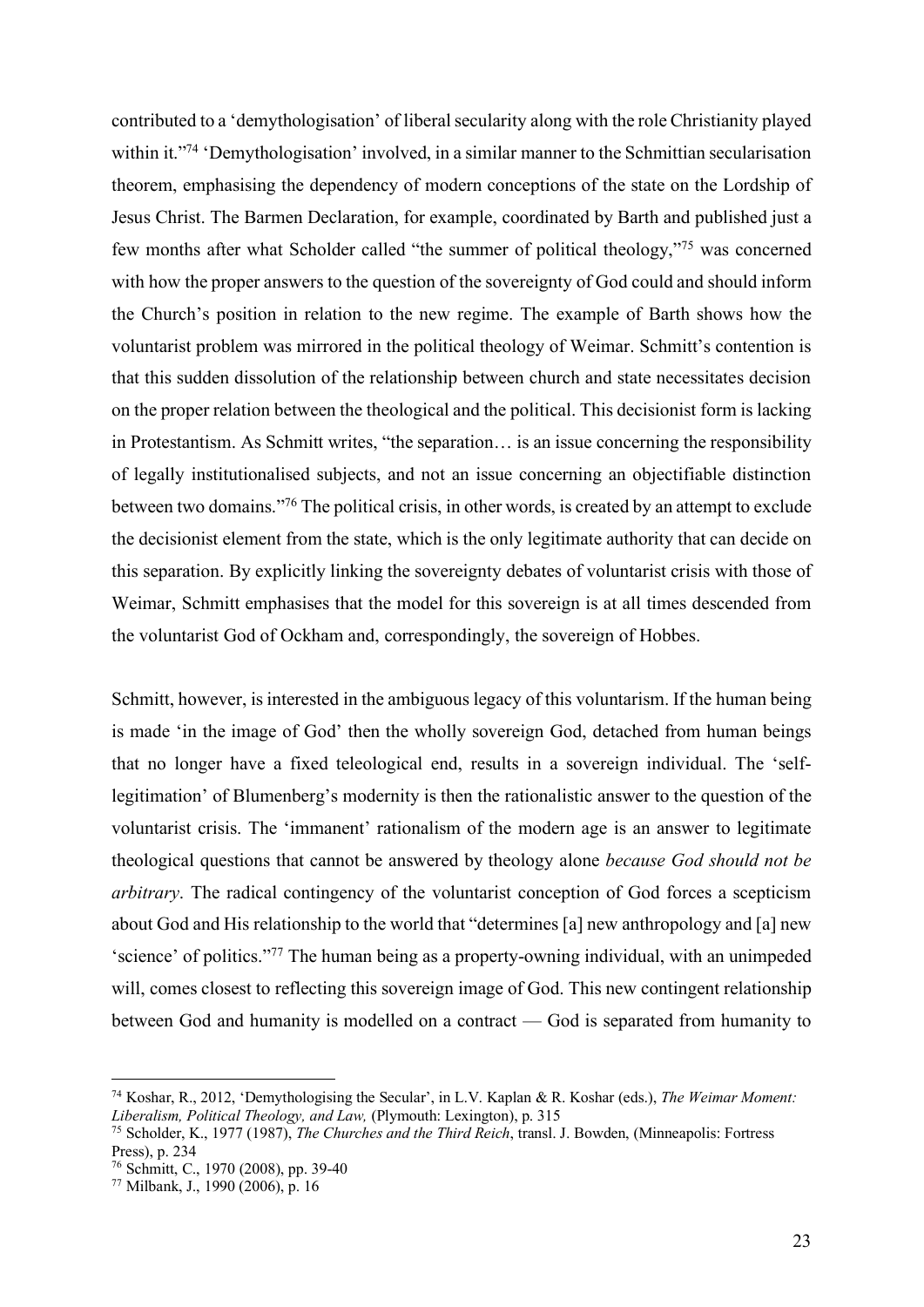contributed to a 'demythologisation' of liberal secularity along with the role Christianity played within it."[74] 'Demythologisation' involved, in a similar manner to the Schmittian secularisation theorem, emphasising the dependency of modern conceptions of the state on the Lordship of Jesus Christ. The Barmen Declaration, for example, coordinated by Barth and published just a few months after what Scholder called "the summer of political theology,"[75] was concerned with how the proper answers to the question of the sovereignty of God could and should inform the Church's position in relation to the new regime. The example of Barth shows how the voluntarist problem was mirrored in the political theology of Weimar. Schmitt's contention is that this sudden dissolution of the relationship between church and state necessitates decision on the proper relation between the theological and the political. This decisionist form is lacking in Protestantism. As Schmitt writes, "the separation… is an issue concerning the responsibility of legally institutionalised subjects, and not an issue concerning an objectifiable distinction between two domains."[76] The political crisis, in other words, is created by an attempt to exclude the decisionist element from the state, which is the only legitimate authority that can decide on this separation. By explicitly linking the sovereignty debates of voluntarist crisis with those of Weimar, Schmitt emphasises that the model for this sovereign is at all times descended from the voluntarist God of Ockham and, correspondingly, the sovereign of Hobbes.

Schmitt, however, is interested in the ambiguous legacy of this voluntarism. If the human being is made 'in the image of God' then the wholly sovereign God, detached from human beings that no longer have a fixed teleological end, results in a sovereign individual. The 'self-legitimation' of Blumenberg's modernity is then the rationalistic answer to the question of the voluntarist crisis. The 'immanent' rationalism of the modern age is an answer to legitimate theological questions that cannot be answered by theology alone *because God should not be arbitrary*. The radical contingency of the voluntarist conception of God forces a scepticism about God and His relationship to the world that "determines [a] new anthropology and [a] new 'science' of politics."[77] The human being as a property-owning individual, with an unimpeded will, comes closest to reflecting this sovereign image of God. This new contingent relationship between God and humanity is modelled on a contract — God is separated from humanity to

---

[74] Koshar, R., 2012, 'Demythologising the Secular', in L.V. Kaplan & R. Koshar (eds.), *The Weimar Moment: Liberalism, Political Theology, and Law,* (Plymouth: Lexington), p. 315

[75] Scholder, K., 1977 (1987), *The Churches and the Third Reich*, transl. J. Bowden, (Minneapolis: Fortress Press), p. 234

[76] Schmitt, C., 1970 (2008), pp. 39-40

[77] Milbank, J., 1990 (2006), p. 16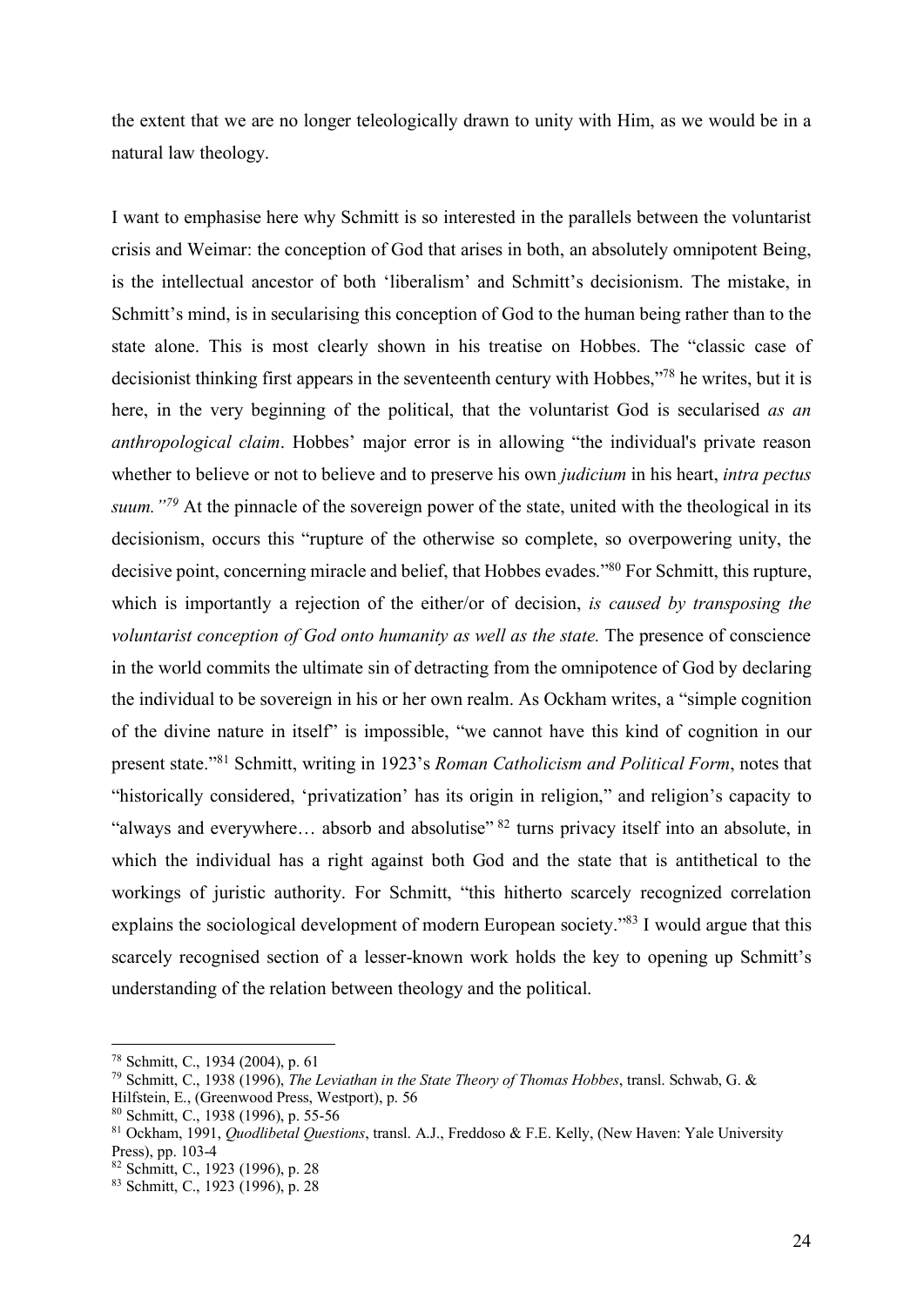the extent that we are no longer teleologically drawn to unity with Him, as we would be in a natural law theology.

I want to emphasise here why Schmitt is so interested in the parallels between the voluntarist crisis and Weimar: the conception of God that arises in both, an absolutely omnipotent Being, is the intellectual ancestor of both 'liberalism' and Schmitt's decisionism. The mistake, in Schmitt's mind, is in secularising this conception of God to the human being rather than to the state alone. This is most clearly shown in his treatise on Hobbes. The "classic case of decisionist thinking first appears in the seventeenth century with Hobbes,"[78] he writes, but it is here, in the very beginning of the political, that the voluntarist God is secularised *as an anthropological claim*. Hobbes' major error is in allowing "the individual's private reason whether to believe or not to believe and to preserve his own *judicium* in his heart, *intra pectus suum."*[79] At the pinnacle of the sovereign power of the state, united with the theological in its decisionism, occurs this "rupture of the otherwise so complete, so overpowering unity, the decisive point, concerning miracle and belief, that Hobbes evades."[80] For Schmitt, this rupture, which is importantly a rejection of the either/or of decision, *is caused by transposing the voluntarist conception of God onto humanity as well as the state.* The presence of conscience in the world commits the ultimate sin of detracting from the omnipotence of God by declaring the individual to be sovereign in his or her own realm. As Ockham writes, a "simple cognition of the divine nature in itself" is impossible, "we cannot have this kind of cognition in our present state."[81] Schmitt, writing in 1923's *Roman Catholicism and Political Form*, notes that "historically considered, 'privatization' has its origin in religion," and religion's capacity to "always and everywhere… absorb and absolutise"[82] turns privacy itself into an absolute, in which the individual has a right against both God and the state that is antithetical to the workings of juristic authority. For Schmitt, "this hitherto scarcely recognized correlation explains the sociological development of modern European society."[83] I would argue that this scarcely recognised section of a lesser-known work holds the key to opening up Schmitt's understanding of the relation between theology and the political.

---

[78] Schmitt, C., 1934 (2004), p. 61

[79] Schmitt, C., 1938 (1996), *The Leviathan in the State Theory of Thomas Hobbes*, transl. Schwab, G. & Hilfstein, E., (Greenwood Press, Westport), p. 56

[80] Schmitt, C., 1938 (1996), p. 55-56

[81] Ockham, 1991, *Quodlibetal Questions*, transl. A.J., Freddoso & F.E. Kelly, (New Haven: Yale University Press), pp. 103-4

[82] Schmitt, C., 1923 (1996), p. 28

[83] Schmitt, C., 1923 (1996), p. 28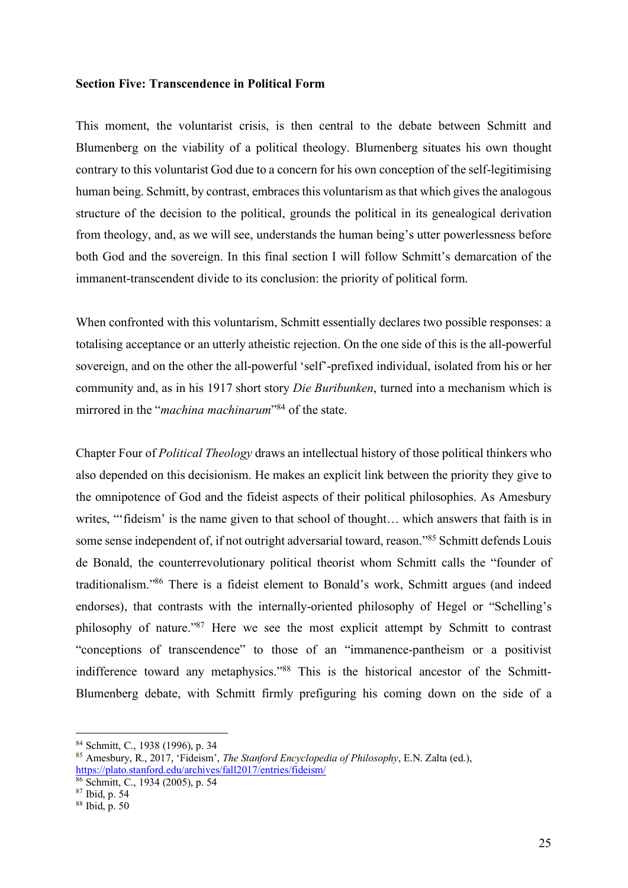**Section Five: Transcendence in Political Form**

This moment, the voluntarist crisis, is then central to the debate between Schmitt and Blumenberg on the viability of a political theology. Blumenberg situates his own thought contrary to this voluntarist God due to a concern for his own conception of the self-legitimising human being. Schmitt, by contrast, embraces this voluntarism as that which gives the analogous structure of the decision to the political, grounds the political in its genealogical derivation from theology, and, as we will see, understands the human being's utter powerlessness before both God and the sovereign. In this final section I will follow Schmitt's demarcation of the immanent-transcendent divide to its conclusion: the priority of political form.

When confronted with this voluntarism, Schmitt essentially declares two possible responses: a totalising acceptance or an utterly atheistic rejection. On the one side of this is the all-powerful sovereign, and on the other the all-powerful 'self'-prefixed individual, isolated from his or her community and, as in his 1917 short story *Die Buribunken*, turned into a mechanism which is mirrored in the "*machina machinarum*"[84] of the state.

Chapter Four of *Political Theology* draws an intellectual history of those political thinkers who also depended on this decisionism. He makes an explicit link between the priority they give to the omnipotence of God and the fideist aspects of their political philosophies. As Amesbury writes, "'fideism' is the name given to that school of thought… which answers that faith is in some sense independent of, if not outright adversarial toward, reason."[85] Schmitt defends Louis de Bonald, the counterrevolutionary political theorist whom Schmitt calls the "founder of traditionalism."[86] There is a fideist element to Bonald's work, Schmitt argues (and indeed endorses), that contrasts with the internally-oriented philosophy of Hegel or "Schelling's philosophy of nature."[87] Here we see the most explicit attempt by Schmitt to contrast "conceptions of transcendence" to those of an "immanence-pantheism or a positivist indifference toward any metaphysics."[88] This is the historical ancestor of the Schmitt-Blumenberg debate, with Schmitt firmly prefiguring his coming down on the side of a

---

[84] Schmitt, C., 1938 (1996), p. 34

[85] Amesbury, R., 2017, 'Fideism', *The Stanford Encyclopedia of Philosophy*, E.N. Zalta (ed.), https://plato.stanford.edu/archives/fall2017/entries/fideism/

[86] Schmitt, C., 1934 (2005), p. 54

[87] Ibid, p. 54

[88] Ibid, p. 50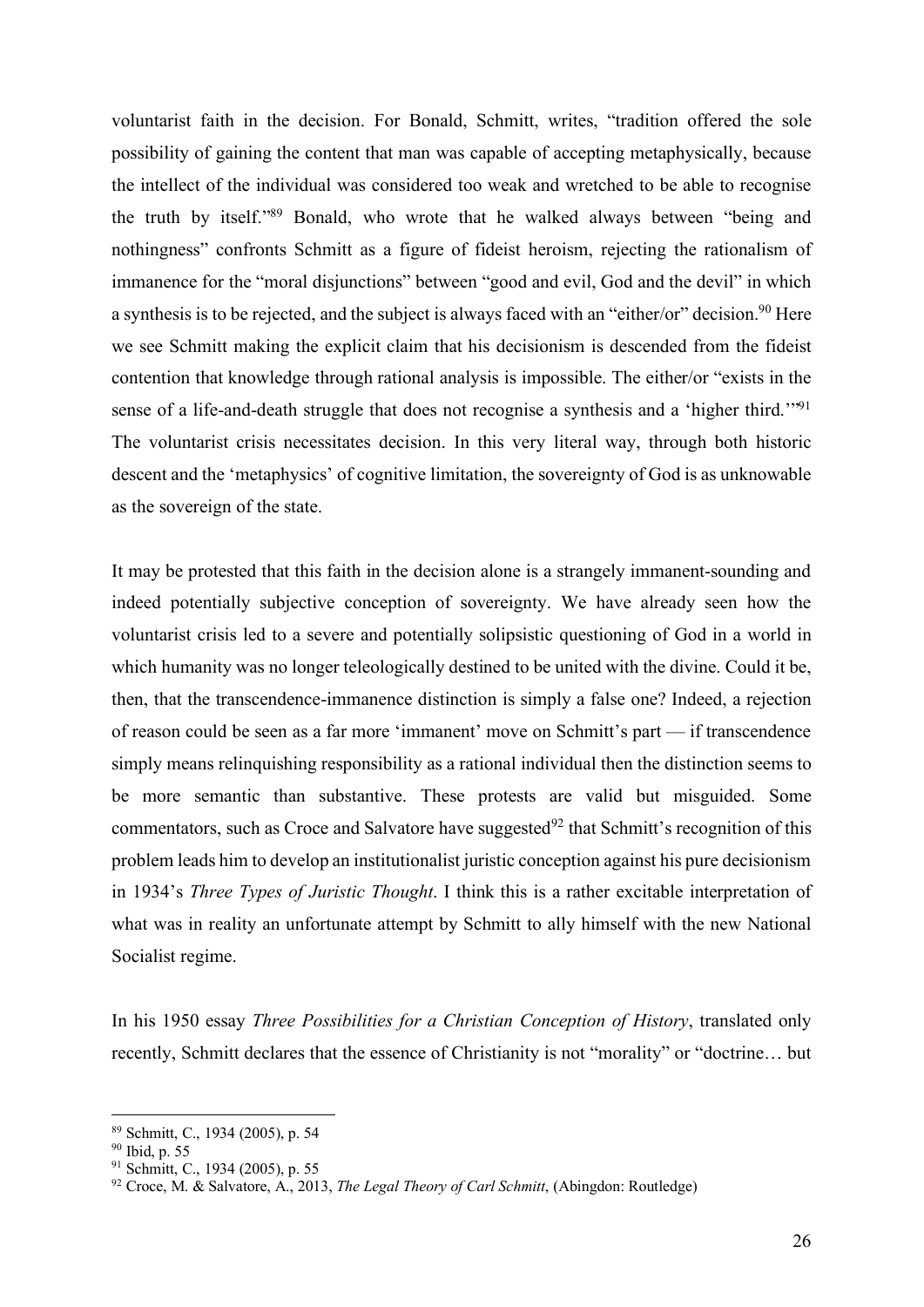voluntarist faith in the decision. For Bonald, Schmitt, writes, "tradition offered the sole possibility of gaining the content that man was capable of accepting metaphysically, because the intellect of the individual was considered too weak and wretched to be able to recognise the truth by itself."[89] Bonald, who wrote that he walked always between "being and nothingness" confronts Schmitt as a figure of fideist heroism, rejecting the rationalism of immanence for the "moral disjunctions" between "good and evil, God and the devil" in which a synthesis is to be rejected, and the subject is always faced with an "either/or" decision.[90] Here we see Schmitt making the explicit claim that his decisionism is descended from the fideist contention that knowledge through rational analysis is impossible. The either/or "exists in the sense of a life-and-death struggle that does not recognise a synthesis and a 'higher third.'"[91] The voluntarist crisis necessitates decision. In this very literal way, through both historic descent and the 'metaphysics' of cognitive limitation, the sovereignty of God is as unknowable as the sovereign of the state.

It may be protested that this faith in the decision alone is a strangely immanent-sounding and indeed potentially subjective conception of sovereignty. We have already seen how the voluntarist crisis led to a severe and potentially solipsistic questioning of God in a world in which humanity was no longer teleologically destined to be united with the divine. Could it be, then, that the transcendence-immanence distinction is simply a false one? Indeed, a rejection of reason could be seen as a far more 'immanent' move on Schmitt's part — if transcendence simply means relinquishing responsibility as a rational individual then the distinction seems to be more semantic than substantive. These protests are valid but misguided. Some commentators, such as Croce and Salvatore have suggested[92] that Schmitt's recognition of this problem leads him to develop an institutionalist juristic conception against his pure decisionism in 1934's *Three Types of Juristic Thought*. I think this is a rather excitable interpretation of what was in reality an unfortunate attempt by Schmitt to ally himself with the new National Socialist regime.

In his 1950 essay *Three Possibilities for a Christian Conception of History*, translated only recently, Schmitt declares that the essence of Christianity is not "morality" or "doctrine… but

---

[89] Schmitt, C., 1934 (2005), p. 54

[90] Ibid, p. 55

[91] Schmitt, C., 1934 (2005), p. 55

[92] Croce, M. & Salvatore, A., 2013, *The Legal Theory of Carl Schmitt*, (Abingdon: Routledge)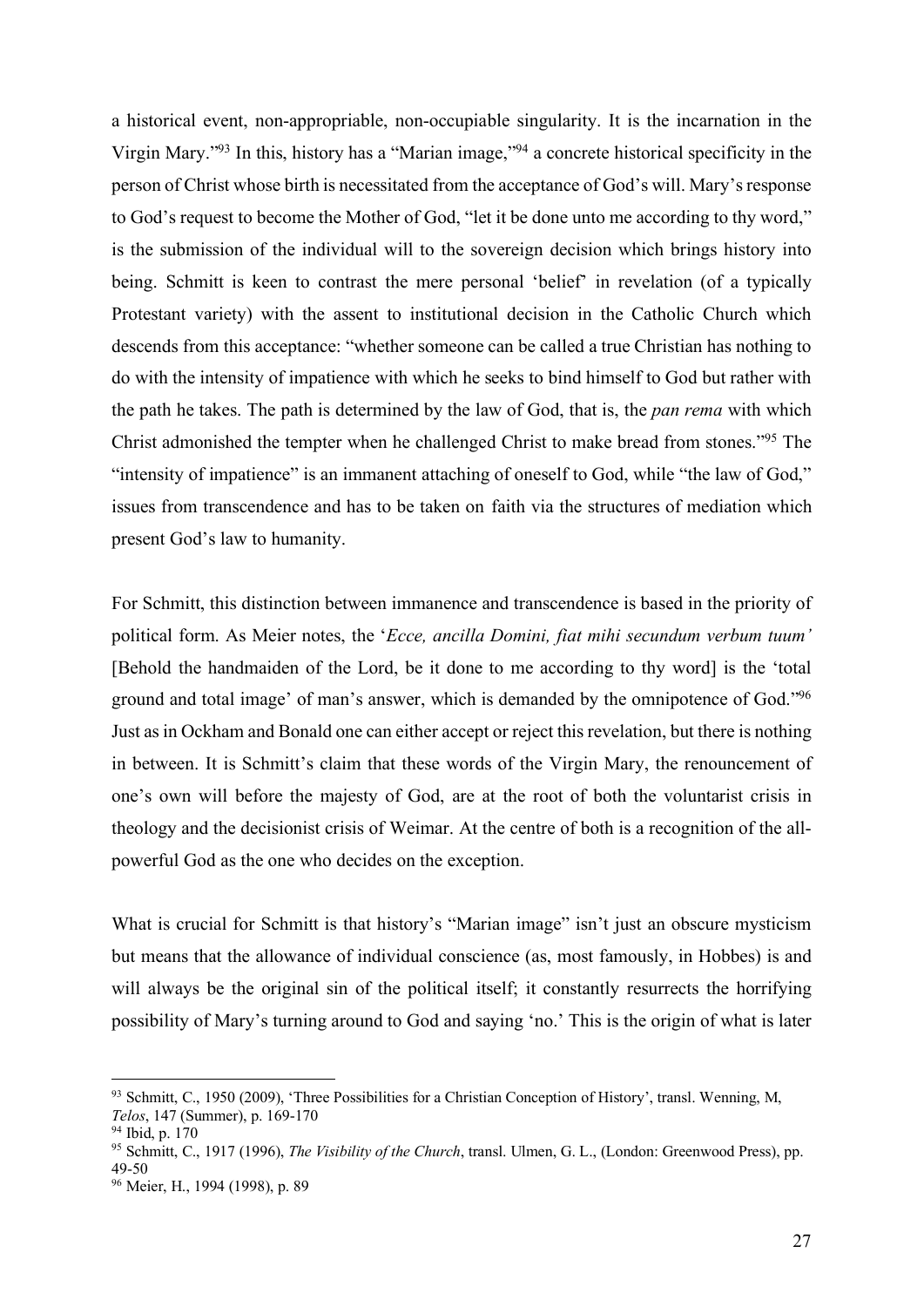a historical event, non-appropriable, non-occupiable singularity. It is the incarnation in the Virgin Mary."[93] In this, history has a "Marian image,"[94] a concrete historical specificity in the person of Christ whose birth is necessitated from the acceptance of God's will. Mary's response to God's request to become the Mother of God, "let it be done unto me according to thy word," is the submission of the individual will to the sovereign decision which brings history into being. Schmitt is keen to contrast the mere personal 'belief' in revelation (of a typically Protestant variety) with the assent to institutional decision in the Catholic Church which descends from this acceptance: "whether someone can be called a true Christian has nothing to do with the intensity of impatience with which he seeks to bind himself to God but rather with the path he takes. The path is determined by the law of God, that is, the *pan rema* with which Christ admonished the tempter when he challenged Christ to make bread from stones."[95] The "intensity of impatience" is an immanent attaching of oneself to God, while "the law of God," issues from transcendence and has to be taken on faith via the structures of mediation which present God's law to humanity.

For Schmitt, this distinction between immanence and transcendence is based in the priority of political form. As Meier notes, the '*Ecce, ancilla Domini, fiat mihi secundum verbum tuum'* [Behold the handmaiden of the Lord, be it done to me according to thy word] is the 'total ground and total image' of man's answer, which is demanded by the omnipotence of God."[96] Just as in Ockham and Bonald one can either accept or reject this revelation, but there is nothing in between. It is Schmitt's claim that these words of the Virgin Mary, the renouncement of one's own will before the majesty of God, are at the root of both the voluntarist crisis in theology and the decisionist crisis of Weimar. At the centre of both is a recognition of the all-powerful God as the one who decides on the exception.

What is crucial for Schmitt is that history's "Marian image" isn't just an obscure mysticism but means that the allowance of individual conscience (as, most famously, in Hobbes) is and will always be the original sin of the political itself; it constantly resurrects the horrifying possibility of Mary's turning around to God and saying 'no.' This is the origin of what is later

[93] Schmitt, C., 1950 (2009), 'Three Possibilities for a Christian Conception of History', transl. Wenning, M, *Telos*, 147 (Summer), p. 169-170

[94] Ibid, p. 170

[95] Schmitt, C., 1917 (1996), *The Visibility of the Church*, transl. Ulmen, G. L., (London: Greenwood Press), pp. 49-50

[96] Meier, H., 1994 (1998), p. 89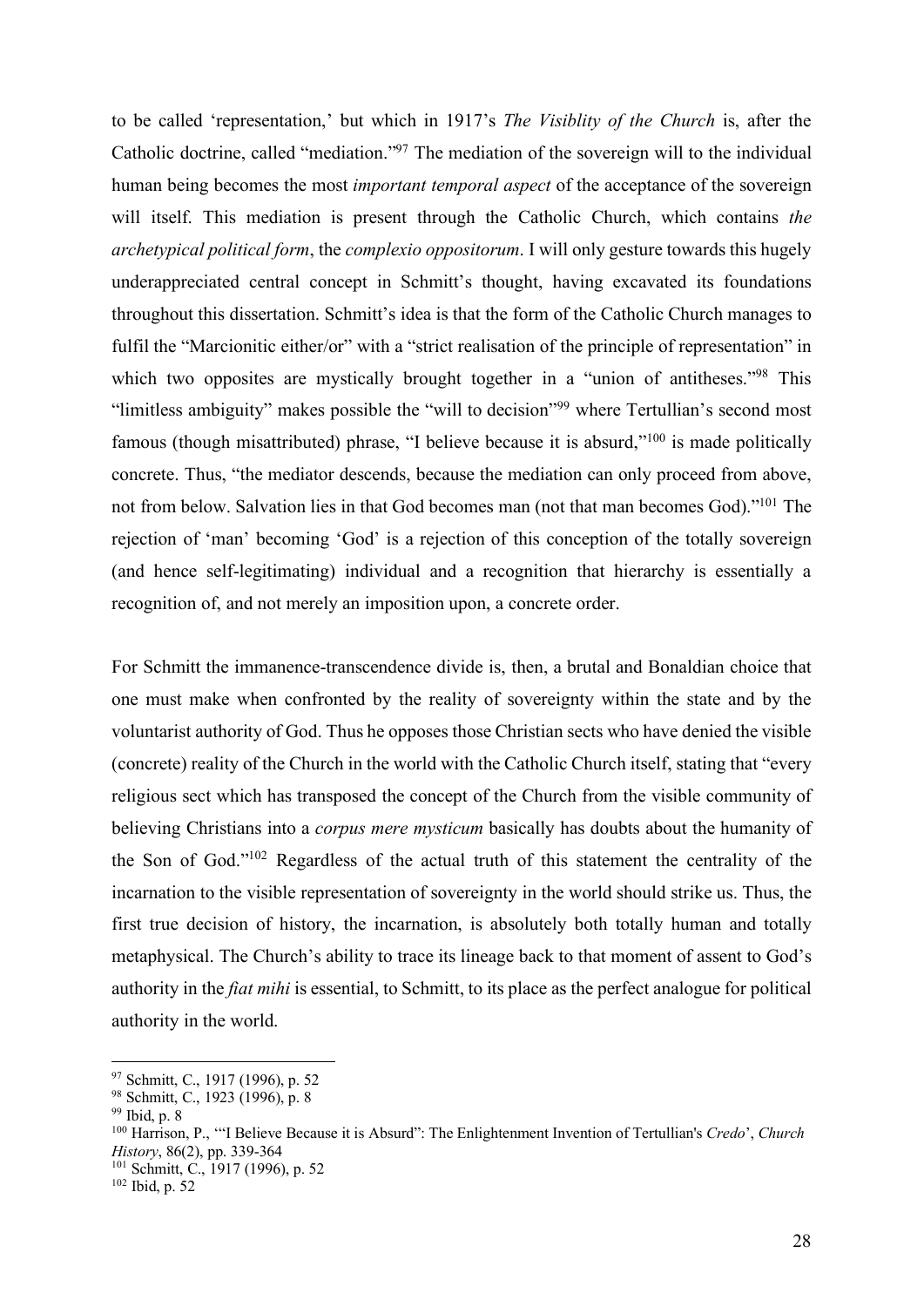to be called 'representation,' but which in 1917's *The Visiblity of the Church* is, after the Catholic doctrine, called "mediation."[97] The mediation of the sovereign will to the individual human being becomes the most *important temporal aspect* of the acceptance of the sovereign will itself. This mediation is present through the Catholic Church, which contains *the archetypical political form*, the *complexio oppositorum*. I will only gesture towards this hugely underappreciated central concept in Schmitt's thought, having excavated its foundations throughout this dissertation. Schmitt's idea is that the form of the Catholic Church manages to fulfil the "Marcionitic either/or" with a "strict realisation of the principle of representation" in which two opposites are mystically brought together in a "union of antitheses."[98] This "limitless ambiguity" makes possible the "will to decision"[99] where Tertullian's second most famous (though misattributed) phrase, "I believe because it is absurd,"[100] is made politically concrete. Thus, "the mediator descends, because the mediation can only proceed from above, not from below. Salvation lies in that God becomes man (not that man becomes God)."[101] The rejection of 'man' becoming 'God' is a rejection of this conception of the totally sovereign (and hence self-legitimating) individual and a recognition that hierarchy is essentially a recognition of, and not merely an imposition upon, a concrete order.

For Schmitt the immanence-transcendence divide is, then, a brutal and Bonaldian choice that one must make when confronted by the reality of sovereignty within the state and by the voluntarist authority of God. Thus he opposes those Christian sects who have denied the visible (concrete) reality of the Church in the world with the Catholic Church itself, stating that "every religious sect which has transposed the concept of the Church from the visible community of believing Christians into a *corpus mere mysticum* basically has doubts about the humanity of the Son of God."[102] Regardless of the actual truth of this statement the centrality of the incarnation to the visible representation of sovereignty in the world should strike us. Thus, the first true decision of history, the incarnation, is absolutely both totally human and totally metaphysical. The Church's ability to trace its lineage back to that moment of assent to God's authority in the *fiat mihi* is essential, to Schmitt, to its place as the perfect analogue for political authority in the world.

---

[97] Schmitt, C., 1917 (1996), p. 52
[98] Schmitt, C., 1923 (1996), p. 8
[99] Ibid, p. 8
[100] Harrison, P., '"I Believe Because it is Absurd": The Enlightenment Invention of Tertullian's *Credo*', *Church History*, 86(2), pp. 339-364
[101] Schmitt, C., 1917 (1996), p. 52
[102] Ibid, p. 52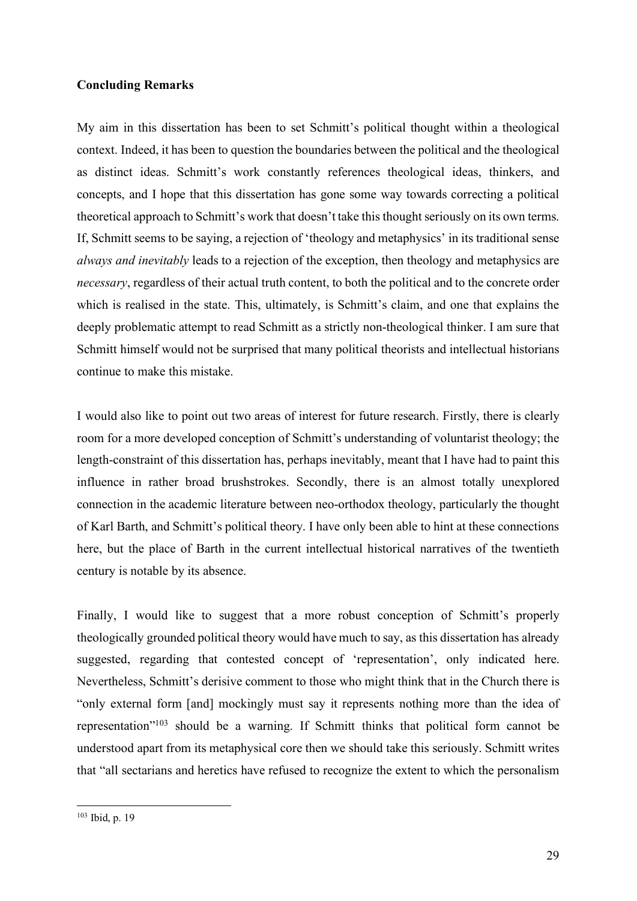**Concluding Remarks**

My aim in this dissertation has been to set Schmitt's political thought within a theological context. Indeed, it has been to question the boundaries between the political and the theological as distinct ideas. Schmitt's work constantly references theological ideas, thinkers, and concepts, and I hope that this dissertation has gone some way towards correcting a political theoretical approach to Schmitt's work that doesn't take this thought seriously on its own terms. If, Schmitt seems to be saying, a rejection of 'theology and metaphysics' in its traditional sense *always and inevitably* leads to a rejection of the exception, then theology and metaphysics are *necessary*, regardless of their actual truth content, to both the political and to the concrete order which is realised in the state. This, ultimately, is Schmitt's claim, and one that explains the deeply problematic attempt to read Schmitt as a strictly non-theological thinker. I am sure that Schmitt himself would not be surprised that many political theorists and intellectual historians continue to make this mistake.

I would also like to point out two areas of interest for future research. Firstly, there is clearly room for a more developed conception of Schmitt's understanding of voluntarist theology; the length-constraint of this dissertation has, perhaps inevitably, meant that I have had to paint this influence in rather broad brushstrokes. Secondly, there is an almost totally unexplored connection in the academic literature between neo-orthodox theology, particularly the thought of Karl Barth, and Schmitt's political theory. I have only been able to hint at these connections here, but the place of Barth in the current intellectual historical narratives of the twentieth century is notable by its absence.

Finally, I would like to suggest that a more robust conception of Schmitt's properly theologically grounded political theory would have much to say, as this dissertation has already suggested, regarding that contested concept of 'representation', only indicated here. Nevertheless, Schmitt's derisive comment to those who might think that in the Church there is "only external form [and] mockingly must say it represents nothing more than the idea of representation"[103] should be a warning. If Schmitt thinks that political form cannot be understood apart from its metaphysical core then we should take this seriously. Schmitt writes that "all sectarians and heretics have refused to recognize the extent to which the personalism

[103] Ibid, p. 19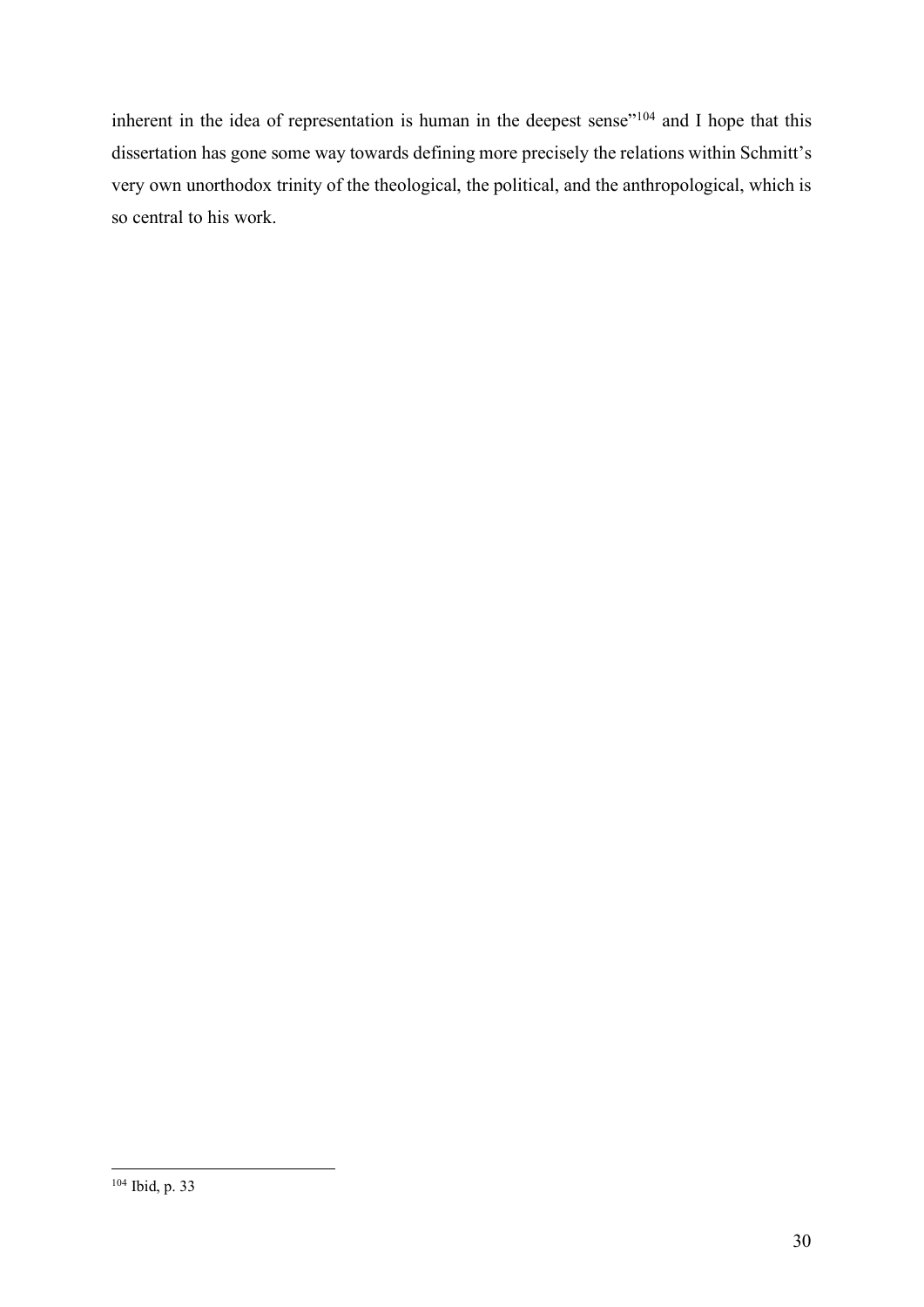inherent in the idea of representation is human in the deepest sense"[104] and I hope that this dissertation has gone some way towards defining more precisely the relations within Schmitt's very own unorthodox trinity of the theological, the political, and the anthropological, which is so central to his work.

[104] Ibid, p. 33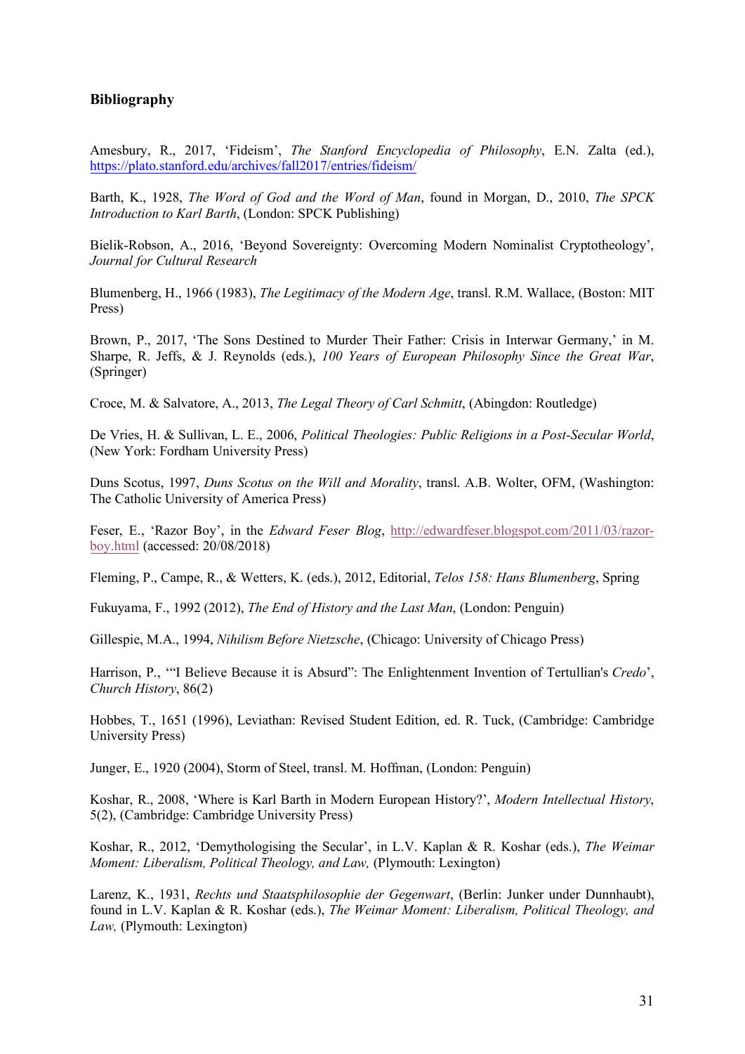**Bibliography**

Amesbury, R., 2017, 'Fideism', *The Stanford Encyclopedia of Philosophy*, E.N. Zalta (ed.), https://plato.stanford.edu/archives/fall2017/entries/fideism/

Barth, K., 1928, *The Word of God and the Word of Man*, found in Morgan, D., 2010, *The SPCK Introduction to Karl Barth*, (London: SPCK Publishing)

Bielik-Robson, A., 2016, 'Beyond Sovereignty: Overcoming Modern Nominalist Cryptotheology', *Journal for Cultural Research*

Blumenberg, H., 1966 (1983), *The Legitimacy of the Modern Age*, transl. R.M. Wallace, (Boston: MIT Press)

Brown, P., 2017, 'The Sons Destined to Murder Their Father: Crisis in Interwar Germany,' in M. Sharpe, R. Jeffs, & J. Reynolds (eds.), *100 Years of European Philosophy Since the Great War*, (Springer)

Croce, M. & Salvatore, A., 2013, *The Legal Theory of Carl Schmitt*, (Abingdon: Routledge)

De Vries, H. & Sullivan, L. E., 2006, *Political Theologies: Public Religions in a Post-Secular World*, (New York: Fordham University Press)

Duns Scotus, 1997, *Duns Scotus on the Will and Morality*, transl. A.B. Wolter, OFM, (Washington: The Catholic University of America Press)

Feser, E., 'Razor Boy', in the *Edward Feser Blog*, http://edwardfeser.blogspot.com/2011/03/razor-boy.html (accessed: 20/08/2018)

Fleming, P., Campe, R., & Wetters, K. (eds.), 2012, Editorial, *Telos 158: Hans Blumenberg*, Spring

Fukuyama, F., 1992 (2012), *The End of History and the Last Man*, (London: Penguin)

Gillespie, M.A., 1994, *Nihilism Before Nietzsche*, (Chicago: University of Chicago Press)

Harrison, P., '"I Believe Because it is Absurd": The Enlightenment Invention of Tertullian's *Credo*', *Church History*, 86(2)

Hobbes, T., 1651 (1996), Leviathan: Revised Student Edition, ed. R. Tuck, (Cambridge: Cambridge University Press)

Junger, E., 1920 (2004), Storm of Steel, transl. M. Hoffman, (London: Penguin)

Koshar, R., 2008, 'Where is Karl Barth in Modern European History?', *Modern Intellectual History*, 5(2), (Cambridge: Cambridge University Press)

Koshar, R., 2012, 'Demythologising the Secular', in L.V. Kaplan & R. Koshar (eds.), *The Weimar Moment: Liberalism, Political Theology, and Law,* (Plymouth: Lexington)

Larenz, K., 1931, *Rechts und Staatsphilosophie der Gegenwart*, (Berlin: Junker under Dunnhaubt), found in L.V. Kaplan & R. Koshar (eds.), *The Weimar Moment: Liberalism, Political Theology, and Law,* (Plymouth: Lexington)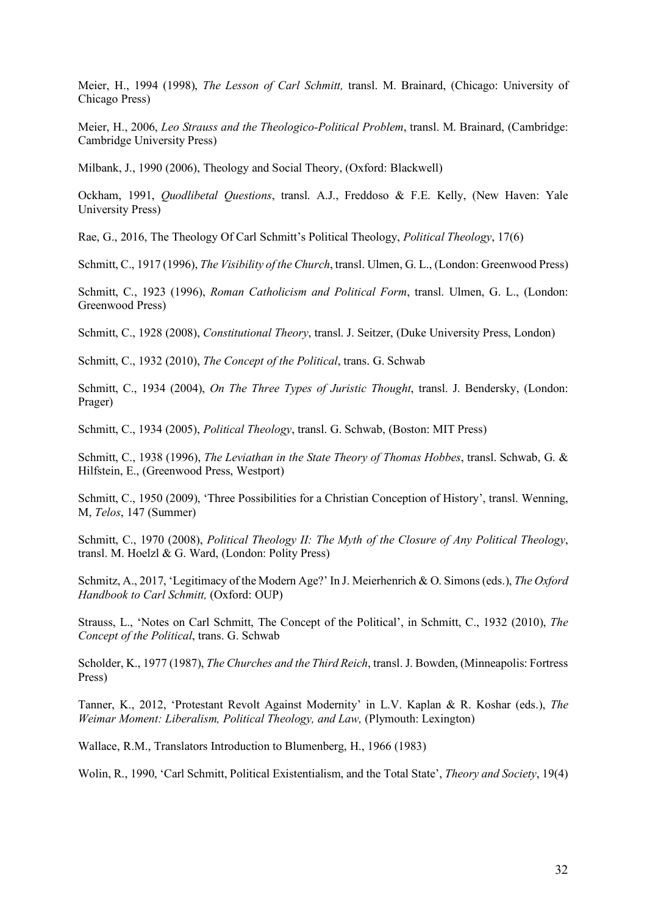Meier, H., 1994 (1998), *The Lesson of Carl Schmitt,* transl. M. Brainard, (Chicago: University of Chicago Press)

Meier, H., 2006, *Leo Strauss and the Theologico-Political Problem*, transl. M. Brainard, (Cambridge: Cambridge University Press)

Milbank, J., 1990 (2006), Theology and Social Theory, (Oxford: Blackwell)

Ockham, 1991, *Quodlibetal Questions*, transl. A.J., Freddoso & F.E. Kelly, (New Haven: Yale University Press)

Rae, G., 2016, The Theology Of Carl Schmitt's Political Theology, *Political Theology*, 17(6)

Schmitt, C., 1917 (1996), *The Visibility of the Church*, transl. Ulmen, G. L., (London: Greenwood Press)

Schmitt, C., 1923 (1996), *Roman Catholicism and Political Form*, transl. Ulmen, G. L., (London: Greenwood Press)

Schmitt, C., 1928 (2008), *Constitutional Theory*, transl. J. Seitzer, (Duke University Press, London)

Schmitt, C., 1932 (2010), *The Concept of the Political*, trans. G. Schwab

Schmitt, C., 1934 (2004), *On The Three Types of Juristic Thought*, transl. J. Bendersky, (London: Prager)

Schmitt, C., 1934 (2005), *Political Theology*, transl. G. Schwab, (Boston: MIT Press)

Schmitt, C., 1938 (1996), *The Leviathan in the State Theory of Thomas Hobbes*, transl. Schwab, G. & Hilfstein, E., (Greenwood Press, Westport)

Schmitt, C., 1950 (2009), 'Three Possibilities for a Christian Conception of History', transl. Wenning, M, *Telos*, 147 (Summer)

Schmitt, C., 1970 (2008), *Political Theology II: The Myth of the Closure of Any Political Theology*, transl. M. Hoelzl & G. Ward, (London: Polity Press)

Schmitz, A., 2017, 'Legitimacy of the Modern Age?' In J. Meierhenrich & O. Simons (eds.), *The Oxford Handbook to Carl Schmitt,* (Oxford: OUP)

Strauss, L., 'Notes on Carl Schmitt, The Concept of the Political', in Schmitt, C., 1932 (2010), *The Concept of the Political*, trans. G. Schwab

Scholder, K., 1977 (1987), *The Churches and the Third Reich*, transl. J. Bowden, (Minneapolis: Fortress Press)

Tanner, K., 2012, 'Protestant Revolt Against Modernity' in L.V. Kaplan & R. Koshar (eds.), *The Weimar Moment: Liberalism, Political Theology, and Law,* (Plymouth: Lexington)

Wallace, R.M., Translators Introduction to Blumenberg, H., 1966 (1983)

Wolin, R., 1990, 'Carl Schmitt, Political Existentialism, and the Total State', *Theory and Society*, 19(4)